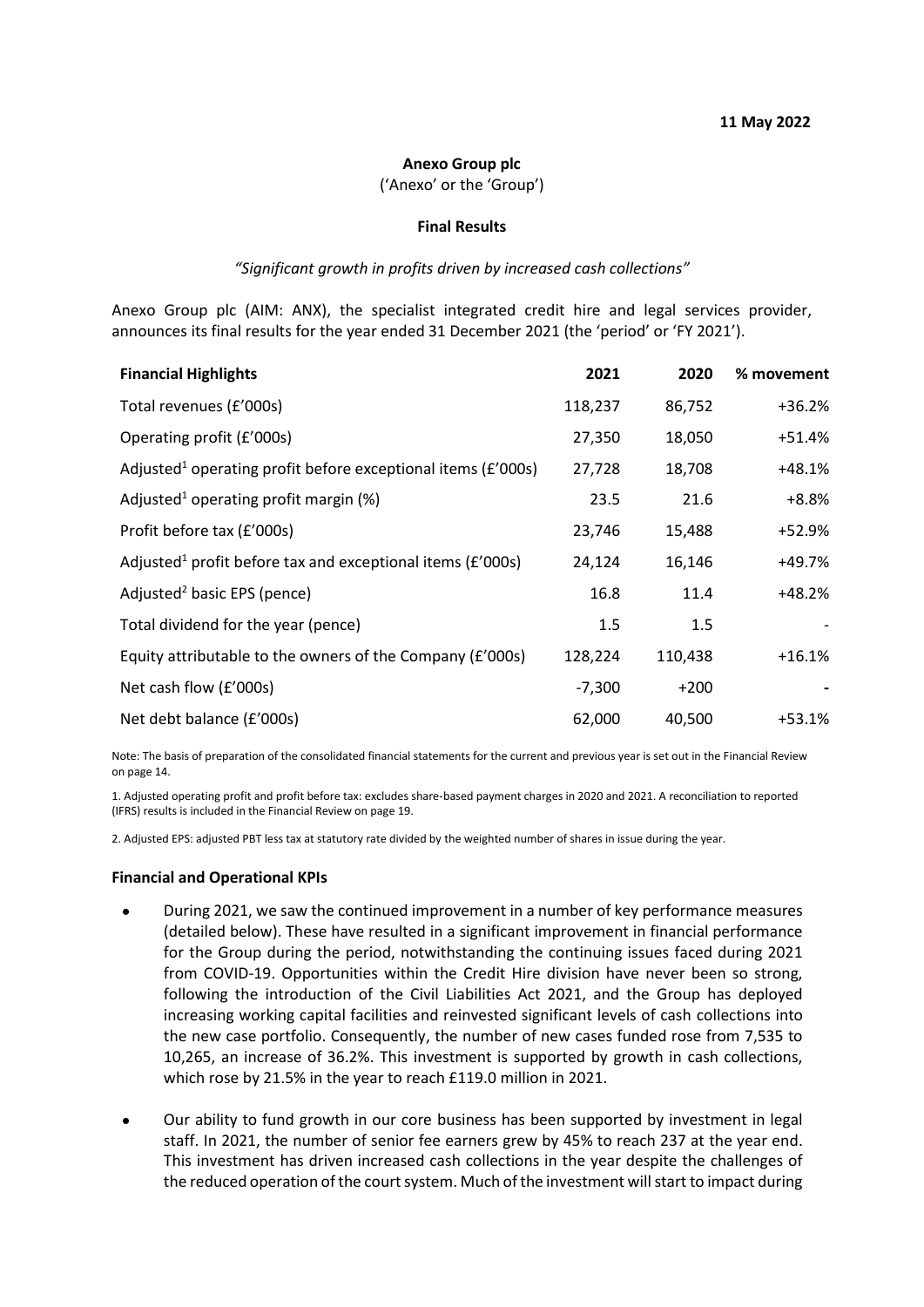**11 May 2022**

**Anexo Group plc**

('Anexo' or the 'Group')

**Final Results**

*"Significant growth in profits driven by increased cash collections"*

Anexo Group plc (AIM: ANX), the specialist integrated credit hire and legal services provider, announces its final results for the year ended 31 December 2021 (the 'period' or 'FY 2021').

| **Financial Highlights** | **2021** | **2020** | **% movement** |
|---|---|---|---|
| Total revenues (£'000s) | 118,237 | 86,752 | +36.2% |
| Operating profit (£'000s) | 27,350 | 18,050 | +51.4% |
| Adjusted[1] operating profit before exceptional items (£'000s) | 27,728 | 18,708 | +48.1% |
| Adjusted[1] operating profit margin (%) | 23.5 | 21.6 | +8.8% |
| Profit before tax (£'000s) | 23,746 | 15,488 | +52.9% |
| Adjusted[1] profit before tax and exceptional items (£'000s) | 24,124 | 16,146 | +49.7% |
| Adjusted[2] basic EPS (pence) | 16.8 | 11.4 | +48.2% |
| Total dividend for the year (pence) | 1.5 | 1.5 | - |
| Equity attributable to the owners of the Company (£'000s) | 128,224 | 110,438 | +16.1% |
| Net cash flow (£'000s) | -7,300 | +200 | - |
| Net debt balance (£'000s) | 62,000 | 40,500 | +53.1% |

Note: The basis of preparation of the consolidated financial statements for the current and previous year is set out in the Financial Review on page 14.

1. Adjusted operating profit and profit before tax: excludes share-based payment charges in 2020 and 2021. A reconciliation to reported (IFRS) results is included in the Financial Review on page 19.

2. Adjusted EPS: adjusted PBT less tax at statutory rate divided by the weighted number of shares in issue during the year.

**Financial and Operational KPIs**

- During 2021, we saw the continued improvement in a number of key performance measures (detailed below). These have resulted in a significant improvement in financial performance for the Group during the period, notwithstanding the continuing issues faced during 2021 from COVID-19. Opportunities within the Credit Hire division have never been so strong, following the introduction of the Civil Liabilities Act 2021, and the Group has deployed increasing working capital facilities and reinvested significant levels of cash collections into the new case portfolio. Consequently, the number of new cases funded rose from 7,535 to 10,265, an increase of 36.2%. This investment is supported by growth in cash collections, which rose by 21.5% in the year to reach £119.0 million in 2021.

- Our ability to fund growth in our core business has been supported by investment in legal staff. In 2021, the number of senior fee earners grew by 45% to reach 237 at the year end. This investment has driven increased cash collections in the year despite the challenges of the reduced operation of the court system. Much of the investment will start to impact during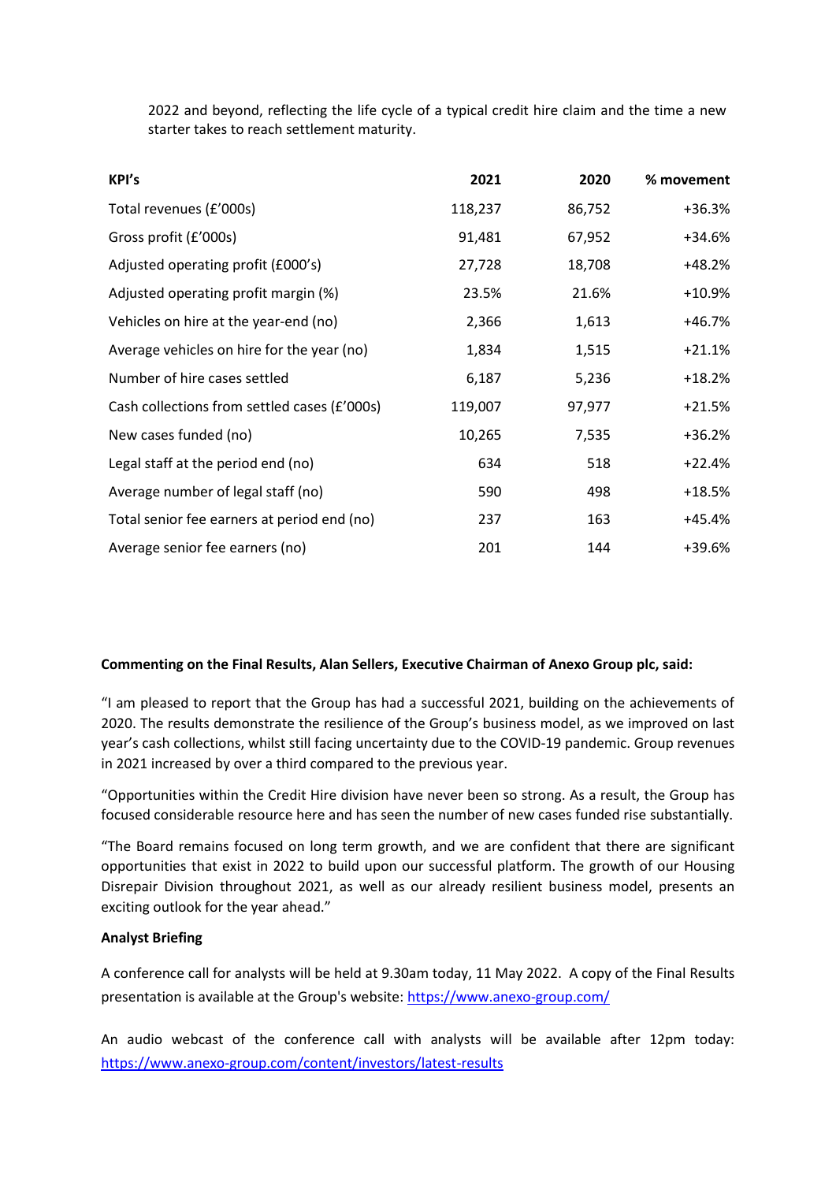2022 and beyond, reflecting the life cycle of a typical credit hire claim and the time a new starter takes to reach settlement maturity.

| KPI's | 2021 | 2020 | % movement |
|---|---|---|---|
| Total revenues (£'000s) | 118,237 | 86,752 | +36.3% |
| Gross profit (£'000s) | 91,481 | 67,952 | +34.6% |
| Adjusted operating profit (£000's) | 27,728 | 18,708 | +48.2% |
| Adjusted operating profit margin (%) | 23.5% | 21.6% | +10.9% |
| Vehicles on hire at the year-end (no) | 2,366 | 1,613 | +46.7% |
| Average vehicles on hire for the year (no) | 1,834 | 1,515 | +21.1% |
| Number of hire cases settled | 6,187 | 5,236 | +18.2% |
| Cash collections from settled cases (£'000s) | 119,007 | 97,977 | +21.5% |
| New cases funded (no) | 10,265 | 7,535 | +36.2% |
| Legal staff at the period end (no) | 634 | 518 | +22.4% |
| Average number of legal staff (no) | 590 | 498 | +18.5% |
| Total senior fee earners at period end (no) | 237 | 163 | +45.4% |
| Average senior fee earners (no) | 201 | 144 | +39.6% |

**Commenting on the Final Results, Alan Sellers, Executive Chairman of Anexo Group plc, said:**

"I am pleased to report that the Group has had a successful 2021, building on the achievements of 2020. The results demonstrate the resilience of the Group's business model, as we improved on last year's cash collections, whilst still facing uncertainty due to the COVID-19 pandemic. Group revenues in 2021 increased by over a third compared to the previous year.

"Opportunities within the Credit Hire division have never been so strong. As a result, the Group has focused considerable resource here and has seen the number of new cases funded rise substantially.

"The Board remains focused on long term growth, and we are confident that there are significant opportunities that exist in 2022 to build upon our successful platform. The growth of our Housing Disrepair Division throughout 2021, as well as our already resilient business model, presents an exciting outlook for the year ahead."

**Analyst Briefing**

A conference call for analysts will be held at 9.30am today, 11 May 2022. A copy of the Final Results presentation is available at the Group's website: https://www.anexo-group.com/

An audio webcast of the conference call with analysts will be available after 12pm today: https://www.anexo-group.com/content/investors/latest-results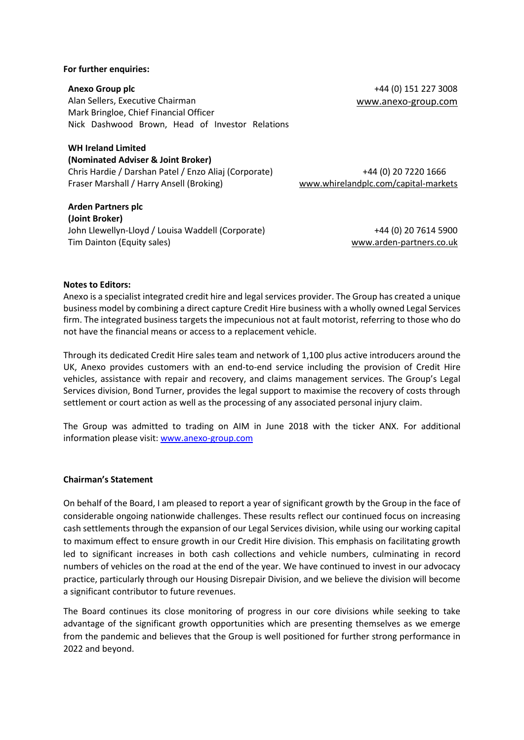**For further enquiries:**

**Anexo Group plc**
Alan Sellers, Executive Chairman
Mark Bringloe, Chief Financial Officer
Nick Dashwood Brown, Head of Investor Relations

+44 (0) 151 227 3008
www.anexo-group.com

**WH Ireland Limited**
**(Nominated Adviser & Joint Broker)**
Chris Hardie / Darshan Patel / Enzo Aliaj (Corporate)
Fraser Marshall / Harry Ansell (Broking)

+44 (0) 20 7220 1666
www.whirelandplc.com/capital-markets

**Arden Partners plc**
**(Joint Broker)**
John Llewellyn-Lloyd / Louisa Waddell (Corporate)
Tim Dainton (Equity sales)

+44 (0) 20 7614 5900
www.arden-partners.co.uk

**Notes to Editors:**

Anexo is a specialist integrated credit hire and legal services provider. The Group has created a unique business model by combining a direct capture Credit Hire business with a wholly owned Legal Services firm. The integrated business targets the impecunious not at fault motorist, referring to those who do not have the financial means or access to a replacement vehicle.

Through its dedicated Credit Hire sales team and network of 1,100 plus active introducers around the UK, Anexo provides customers with an end-to-end service including the provision of Credit Hire vehicles, assistance with repair and recovery, and claims management services. The Group's Legal Services division, Bond Turner, provides the legal support to maximise the recovery of costs through settlement or court action as well as the processing of any associated personal injury claim.

The Group was admitted to trading on AIM in June 2018 with the ticker ANX. For additional information please visit: www.anexo-group.com

**Chairman's Statement**

On behalf of the Board, I am pleased to report a year of significant growth by the Group in the face of considerable ongoing nationwide challenges. These results reflect our continued focus on increasing cash settlements through the expansion of our Legal Services division, while using our working capital to maximum effect to ensure growth in our Credit Hire division. This emphasis on facilitating growth led to significant increases in both cash collections and vehicle numbers, culminating in record numbers of vehicles on the road at the end of the year. We have continued to invest in our advocacy practice, particularly through our Housing Disrepair Division, and we believe the division will become a significant contributor to future revenues.

The Board continues its close monitoring of progress in our core divisions while seeking to take advantage of the significant growth opportunities which are presenting themselves as we emerge from the pandemic and believes that the Group is well positioned for further strong performance in 2022 and beyond.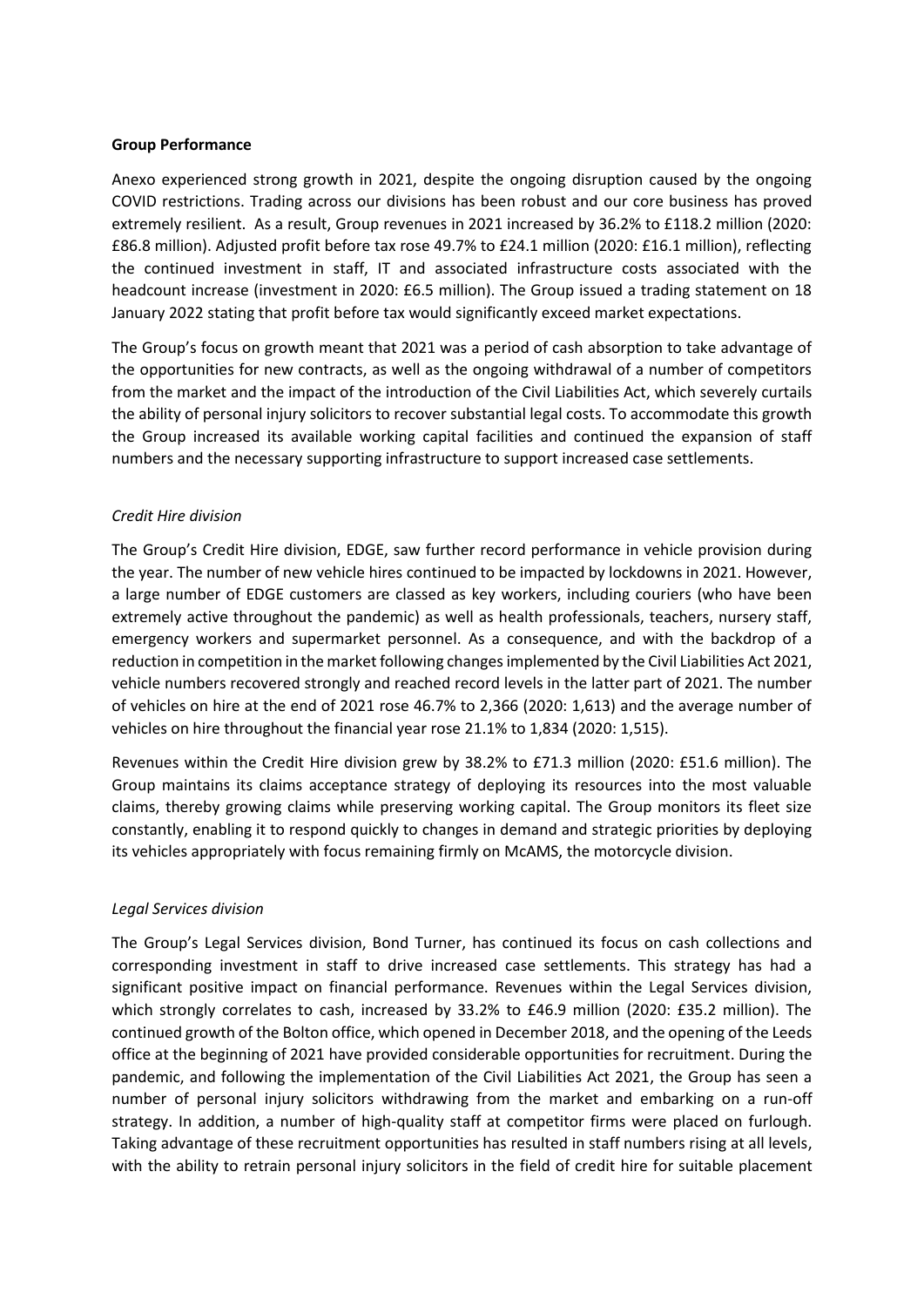**Group Performance**

Anexo experienced strong growth in 2021, despite the ongoing disruption caused by the ongoing COVID restrictions. Trading across our divisions has been robust and our core business has proved extremely resilient. As a result, Group revenues in 2021 increased by 36.2% to £118.2 million (2020: £86.8 million). Adjusted profit before tax rose 49.7% to £24.1 million (2020: £16.1 million), reflecting the continued investment in staff, IT and associated infrastructure costs associated with the headcount increase (investment in 2020: £6.5 million). The Group issued a trading statement on 18 January 2022 stating that profit before tax would significantly exceed market expectations.

The Group's focus on growth meant that 2021 was a period of cash absorption to take advantage of the opportunities for new contracts, as well as the ongoing withdrawal of a number of competitors from the market and the impact of the introduction of the Civil Liabilities Act, which severely curtails the ability of personal injury solicitors to recover substantial legal costs. To accommodate this growth the Group increased its available working capital facilities and continued the expansion of staff numbers and the necessary supporting infrastructure to support increased case settlements.

*Credit Hire division*

The Group's Credit Hire division, EDGE, saw further record performance in vehicle provision during the year. The number of new vehicle hires continued to be impacted by lockdowns in 2021. However, a large number of EDGE customers are classed as key workers, including couriers (who have been extremely active throughout the pandemic) as well as health professionals, teachers, nursery staff, emergency workers and supermarket personnel. As a consequence, and with the backdrop of a reduction in competition in the market following changes implemented by the Civil Liabilities Act 2021, vehicle numbers recovered strongly and reached record levels in the latter part of 2021. The number of vehicles on hire at the end of 2021 rose 46.7% to 2,366 (2020: 1,613) and the average number of vehicles on hire throughout the financial year rose 21.1% to 1,834 (2020: 1,515).

Revenues within the Credit Hire division grew by 38.2% to £71.3 million (2020: £51.6 million). The Group maintains its claims acceptance strategy of deploying its resources into the most valuable claims, thereby growing claims while preserving working capital. The Group monitors its fleet size constantly, enabling it to respond quickly to changes in demand and strategic priorities by deploying its vehicles appropriately with focus remaining firmly on McAMS, the motorcycle division.

*Legal Services division*

The Group's Legal Services division, Bond Turner, has continued its focus on cash collections and corresponding investment in staff to drive increased case settlements. This strategy has had a significant positive impact on financial performance. Revenues within the Legal Services division, which strongly correlates to cash, increased by 33.2% to £46.9 million (2020: £35.2 million). The continued growth of the Bolton office, which opened in December 2018, and the opening of the Leeds office at the beginning of 2021 have provided considerable opportunities for recruitment. During the pandemic, and following the implementation of the Civil Liabilities Act 2021, the Group has seen a number of personal injury solicitors withdrawing from the market and embarking on a run-off strategy. In addition, a number of high-quality staff at competitor firms were placed on furlough. Taking advantage of these recruitment opportunities has resulted in staff numbers rising at all levels, with the ability to retrain personal injury solicitors in the field of credit hire for suitable placement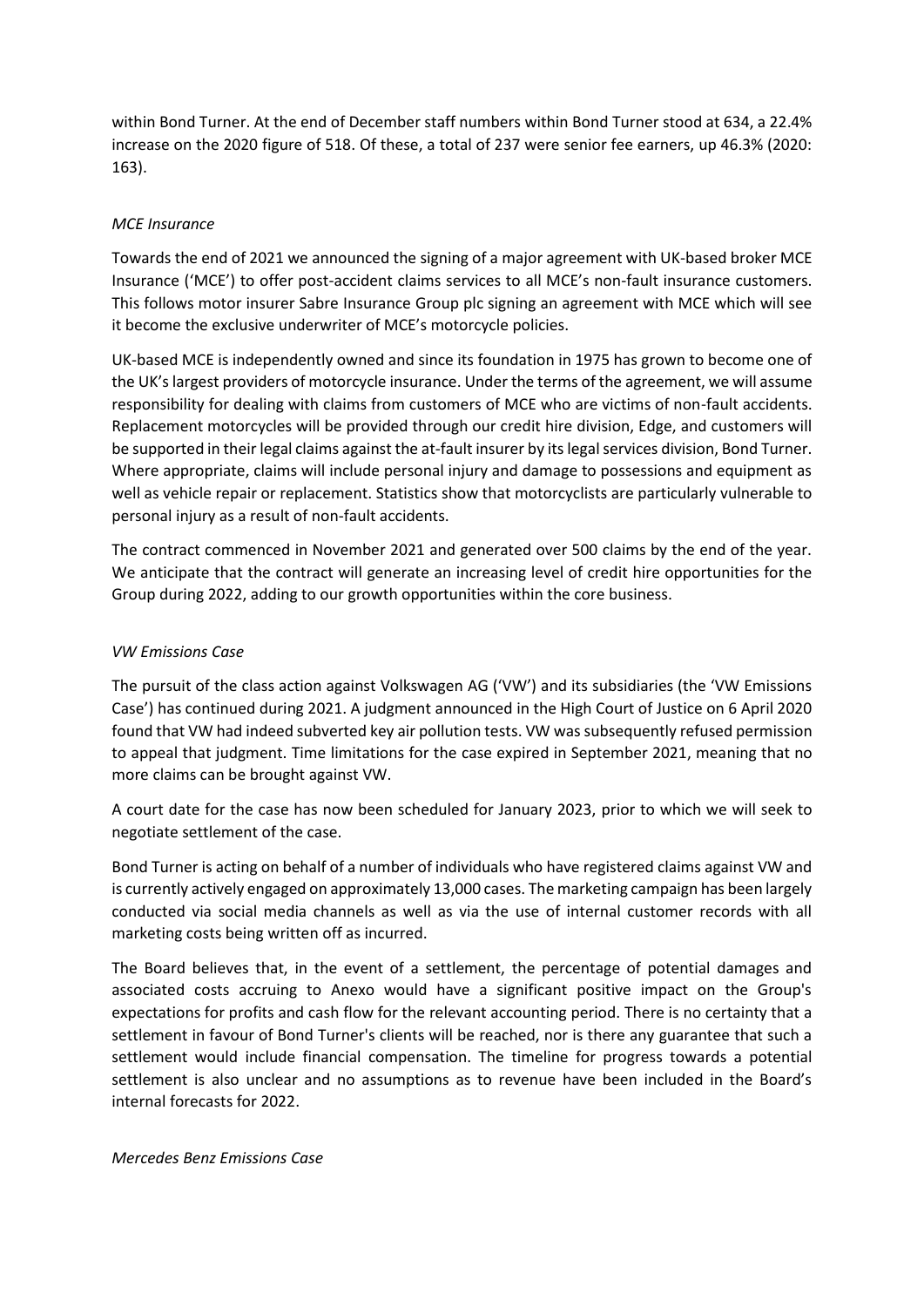within Bond Turner. At the end of December staff numbers within Bond Turner stood at 634, a 22.4% increase on the 2020 figure of 518. Of these, a total of 237 were senior fee earners, up 46.3% (2020: 163).

*MCE Insurance*

Towards the end of 2021 we announced the signing of a major agreement with UK-based broker MCE Insurance ('MCE') to offer post-accident claims services to all MCE's non-fault insurance customers. This follows motor insurer Sabre Insurance Group plc signing an agreement with MCE which will see it become the exclusive underwriter of MCE's motorcycle policies.

UK-based MCE is independently owned and since its foundation in 1975 has grown to become one of the UK's largest providers of motorcycle insurance. Under the terms of the agreement, we will assume responsibility for dealing with claims from customers of MCE who are victims of non-fault accidents. Replacement motorcycles will be provided through our credit hire division, Edge, and customers will be supported in their legal claims against the at-fault insurer by its legal services division, Bond Turner. Where appropriate, claims will include personal injury and damage to possessions and equipment as well as vehicle repair or replacement. Statistics show that motorcyclists are particularly vulnerable to personal injury as a result of non-fault accidents.

The contract commenced in November 2021 and generated over 500 claims by the end of the year. We anticipate that the contract will generate an increasing level of credit hire opportunities for the Group during 2022, adding to our growth opportunities within the core business.

*VW Emissions Case*

The pursuit of the class action against Volkswagen AG ('VW') and its subsidiaries (the 'VW Emissions Case') has continued during 2021. A judgment announced in the High Court of Justice on 6 April 2020 found that VW had indeed subverted key air pollution tests. VW was subsequently refused permission to appeal that judgment. Time limitations for the case expired in September 2021, meaning that no more claims can be brought against VW.

A court date for the case has now been scheduled for January 2023, prior to which we will seek to negotiate settlement of the case.

Bond Turner is acting on behalf of a number of individuals who have registered claims against VW and is currently actively engaged on approximately 13,000 cases. The marketing campaign has been largely conducted via social media channels as well as via the use of internal customer records with all marketing costs being written off as incurred.

The Board believes that, in the event of a settlement, the percentage of potential damages and associated costs accruing to Anexo would have a significant positive impact on the Group's expectations for profits and cash flow for the relevant accounting period. There is no certainty that a settlement in favour of Bond Turner's clients will be reached, nor is there any guarantee that such a settlement would include financial compensation. The timeline for progress towards a potential settlement is also unclear and no assumptions as to revenue have been included in the Board's internal forecasts for 2022.

*Mercedes Benz Emissions Case*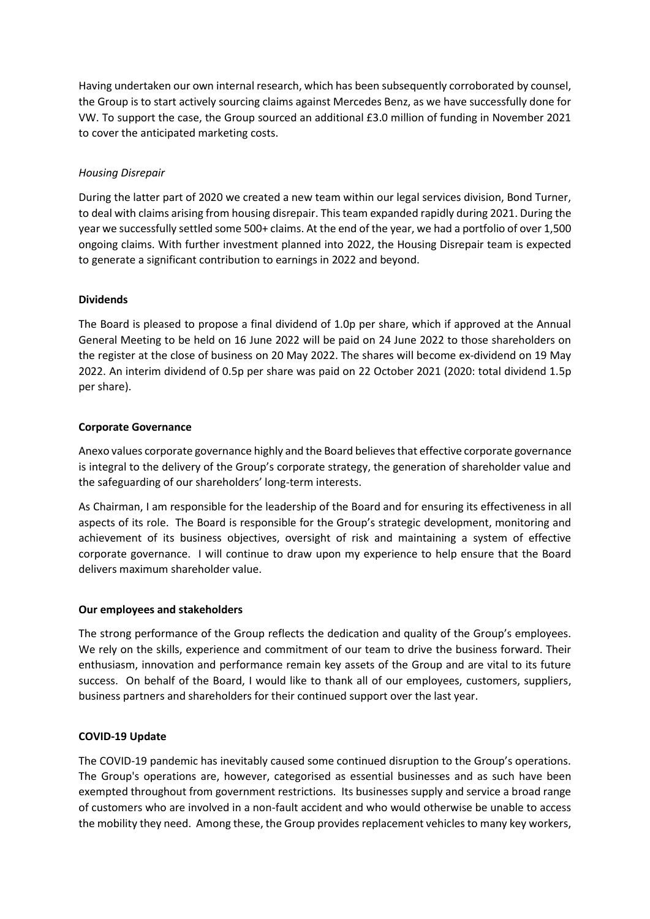Having undertaken our own internal research, which has been subsequently corroborated by counsel, the Group is to start actively sourcing claims against Mercedes Benz, as we have successfully done for VW. To support the case, the Group sourced an additional £3.0 million of funding in November 2021 to cover the anticipated marketing costs.

*Housing Disrepair*

During the latter part of 2020 we created a new team within our legal services division, Bond Turner, to deal with claims arising from housing disrepair. This team expanded rapidly during 2021. During the year we successfully settled some 500+ claims. At the end of the year, we had a portfolio of over 1,500 ongoing claims. With further investment planned into 2022, the Housing Disrepair team is expected to generate a significant contribution to earnings in 2022 and beyond.

**Dividends**

The Board is pleased to propose a final dividend of 1.0p per share, which if approved at the Annual General Meeting to be held on 16 June 2022 will be paid on 24 June 2022 to those shareholders on the register at the close of business on 20 May 2022. The shares will become ex-dividend on 19 May 2022. An interim dividend of 0.5p per share was paid on 22 October 2021 (2020: total dividend 1.5p per share).

**Corporate Governance**

Anexo values corporate governance highly and the Board believes that effective corporate governance is integral to the delivery of the Group's corporate strategy, the generation of shareholder value and the safeguarding of our shareholders' long-term interests.

As Chairman, I am responsible for the leadership of the Board and for ensuring its effectiveness in all aspects of its role. The Board is responsible for the Group's strategic development, monitoring and achievement of its business objectives, oversight of risk and maintaining a system of effective corporate governance. I will continue to draw upon my experience to help ensure that the Board delivers maximum shareholder value.

**Our employees and stakeholders**

The strong performance of the Group reflects the dedication and quality of the Group's employees. We rely on the skills, experience and commitment of our team to drive the business forward. Their enthusiasm, innovation and performance remain key assets of the Group and are vital to its future success. On behalf of the Board, I would like to thank all of our employees, customers, suppliers, business partners and shareholders for their continued support over the last year.

**COVID-19 Update**

The COVID-19 pandemic has inevitably caused some continued disruption to the Group's operations. The Group's operations are, however, categorised as essential businesses and as such have been exempted throughout from government restrictions. Its businesses supply and service a broad range of customers who are involved in a non-fault accident and who would otherwise be unable to access the mobility they need. Among these, the Group provides replacement vehicles to many key workers,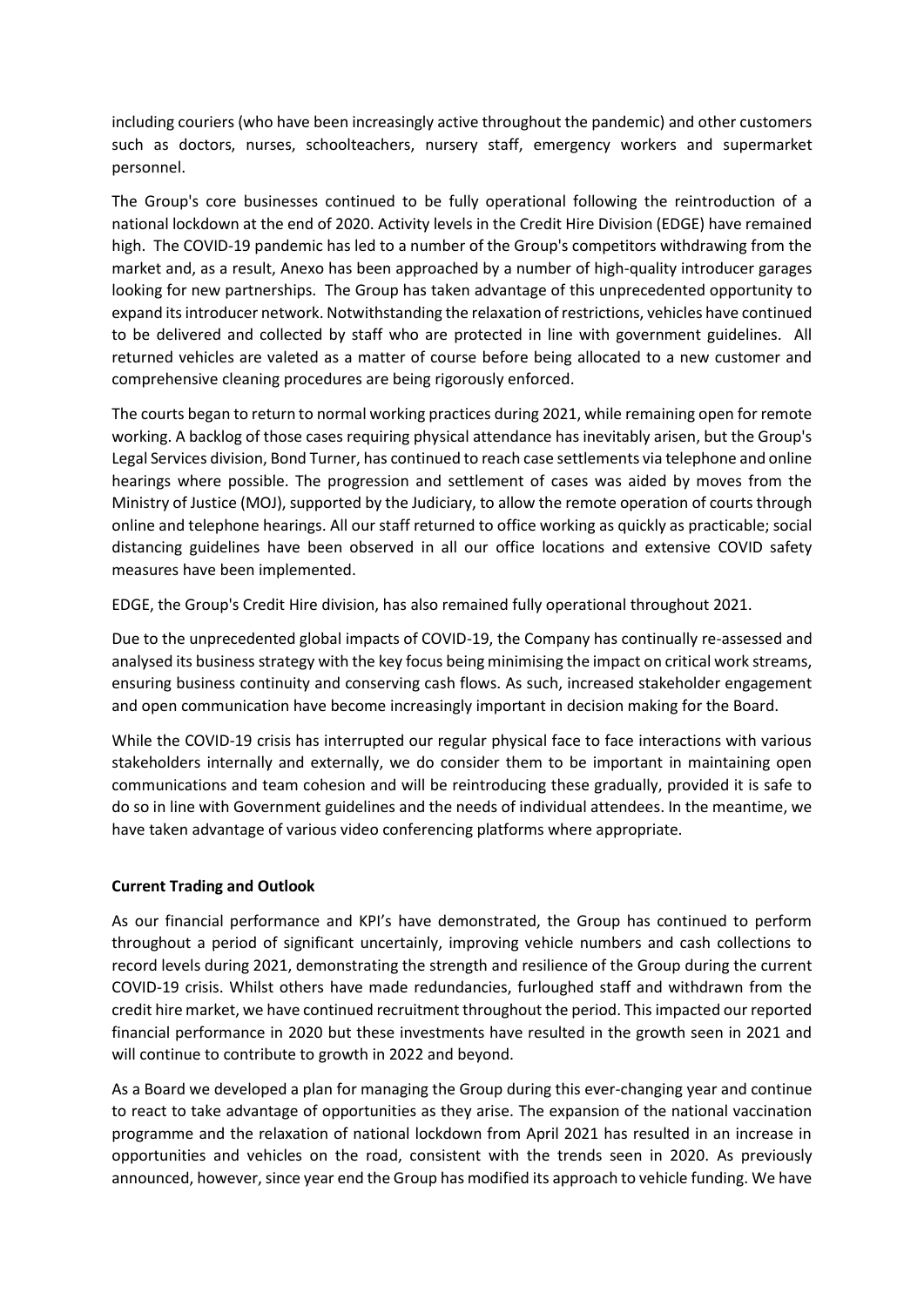including couriers (who have been increasingly active throughout the pandemic) and other customers such as doctors, nurses, schoolteachers, nursery staff, emergency workers and supermarket personnel.

The Group's core businesses continued to be fully operational following the reintroduction of a national lockdown at the end of 2020. Activity levels in the Credit Hire Division (EDGE) have remained high. The COVID-19 pandemic has led to a number of the Group's competitors withdrawing from the market and, as a result, Anexo has been approached by a number of high-quality introducer garages looking for new partnerships. The Group has taken advantage of this unprecedented opportunity to expand its introducer network. Notwithstanding the relaxation of restrictions, vehicles have continued to be delivered and collected by staff who are protected in line with government guidelines. All returned vehicles are valeted as a matter of course before being allocated to a new customer and comprehensive cleaning procedures are being rigorously enforced.

The courts began to return to normal working practices during 2021, while remaining open for remote working. A backlog of those cases requiring physical attendance has inevitably arisen, but the Group's Legal Services division, Bond Turner, has continued to reach case settlements via telephone and online hearings where possible. The progression and settlement of cases was aided by moves from the Ministry of Justice (MOJ), supported by the Judiciary, to allow the remote operation of courts through online and telephone hearings. All our staff returned to office working as quickly as practicable; social distancing guidelines have been observed in all our office locations and extensive COVID safety measures have been implemented.

EDGE, the Group's Credit Hire division, has also remained fully operational throughout 2021.

Due to the unprecedented global impacts of COVID-19, the Company has continually re-assessed and analysed its business strategy with the key focus being minimising the impact on critical work streams, ensuring business continuity and conserving cash flows. As such, increased stakeholder engagement and open communication have become increasingly important in decision making for the Board.

While the COVID-19 crisis has interrupted our regular physical face to face interactions with various stakeholders internally and externally, we do consider them to be important in maintaining open communications and team cohesion and will be reintroducing these gradually, provided it is safe to do so in line with Government guidelines and the needs of individual attendees. In the meantime, we have taken advantage of various video conferencing platforms where appropriate.

**Current Trading and Outlook**

As our financial performance and KPI's have demonstrated, the Group has continued to perform throughout a period of significant uncertainly, improving vehicle numbers and cash collections to record levels during 2021, demonstrating the strength and resilience of the Group during the current COVID-19 crisis. Whilst others have made redundancies, furloughed staff and withdrawn from the credit hire market, we have continued recruitment throughout the period. This impacted our reported financial performance in 2020 but these investments have resulted in the growth seen in 2021 and will continue to contribute to growth in 2022 and beyond.

As a Board we developed a plan for managing the Group during this ever-changing year and continue to react to take advantage of opportunities as they arise. The expansion of the national vaccination programme and the relaxation of national lockdown from April 2021 has resulted in an increase in opportunities and vehicles on the road, consistent with the trends seen in 2020. As previously announced, however, since year end the Group has modified its approach to vehicle funding. We have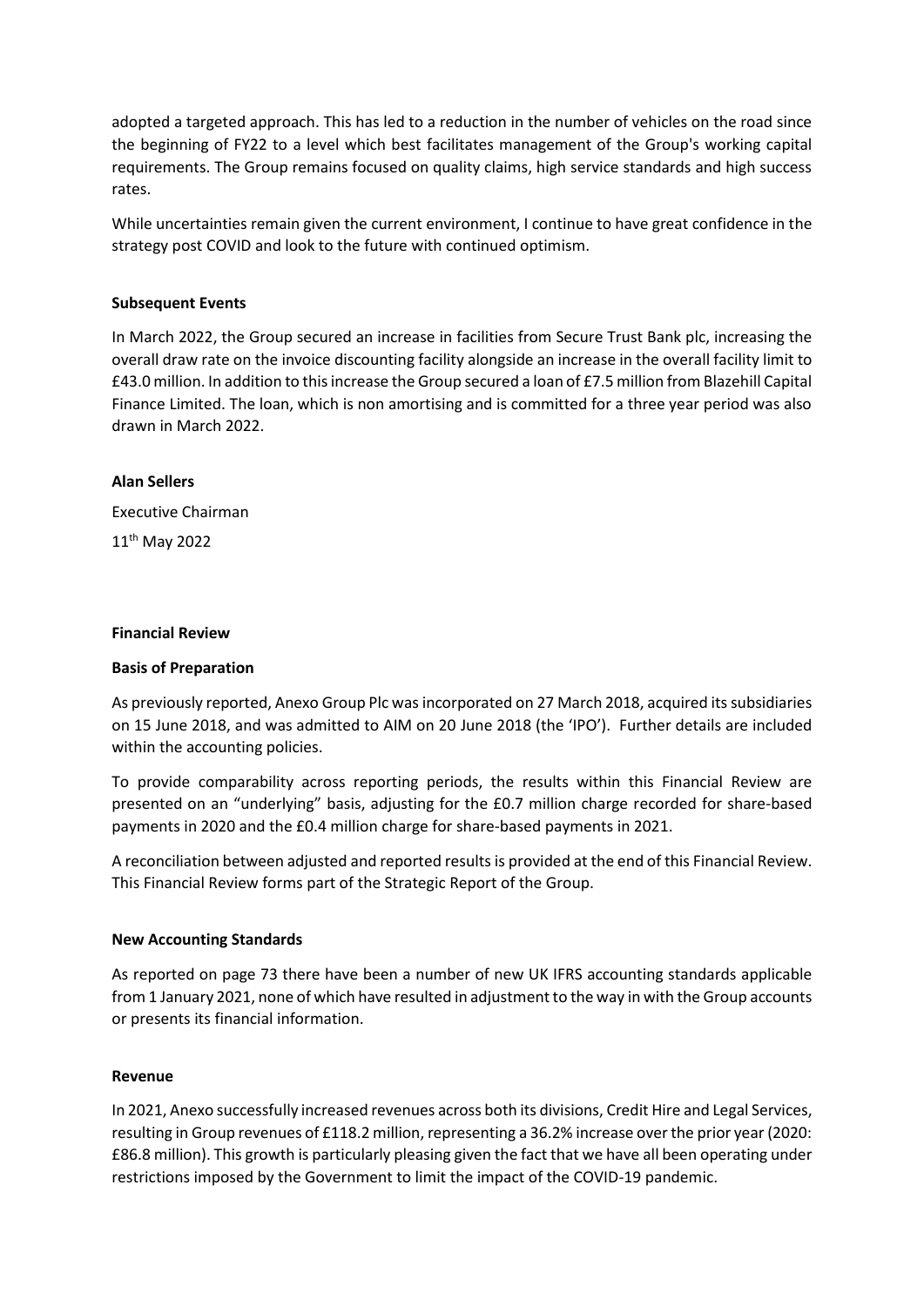adopted a targeted approach. This has led to a reduction in the number of vehicles on the road since the beginning of FY22 to a level which best facilitates management of the Group's working capital requirements. The Group remains focused on quality claims, high service standards and high success rates.

While uncertainties remain given the current environment, I continue to have great confidence in the strategy post COVID and look to the future with continued optimism.

**Subsequent Events**

In March 2022, the Group secured an increase in facilities from Secure Trust Bank plc, increasing the overall draw rate on the invoice discounting facility alongside an increase in the overall facility limit to £43.0 million. In addition to this increase the Group secured a loan of £7.5 million from Blazehill Capital Finance Limited. The loan, which is non amortising and is committed for a three year period was also drawn in March 2022.

**Alan Sellers**

Executive Chairman

11th May 2022

## Financial Review

**Basis of Preparation**

As previously reported, Anexo Group Plc was incorporated on 27 March 2018, acquired its subsidiaries on 15 June 2018, and was admitted to AIM on 20 June 2018 (the 'IPO'). Further details are included within the accounting policies.

To provide comparability across reporting periods, the results within this Financial Review are presented on an "underlying" basis, adjusting for the £0.7 million charge recorded for share-based payments in 2020 and the £0.4 million charge for share-based payments in 2021.

A reconciliation between adjusted and reported results is provided at the end of this Financial Review. This Financial Review forms part of the Strategic Report of the Group.

**New Accounting Standards**

As reported on page 73 there have been a number of new UK IFRS accounting standards applicable from 1 January 2021, none of which have resulted in adjustment to the way in with the Group accounts or presents its financial information.

**Revenue**

In 2021, Anexo successfully increased revenues across both its divisions, Credit Hire and Legal Services, resulting in Group revenues of £118.2 million, representing a 36.2% increase over the prior year (2020: £86.8 million). This growth is particularly pleasing given the fact that we have all been operating under restrictions imposed by the Government to limit the impact of the COVID-19 pandemic.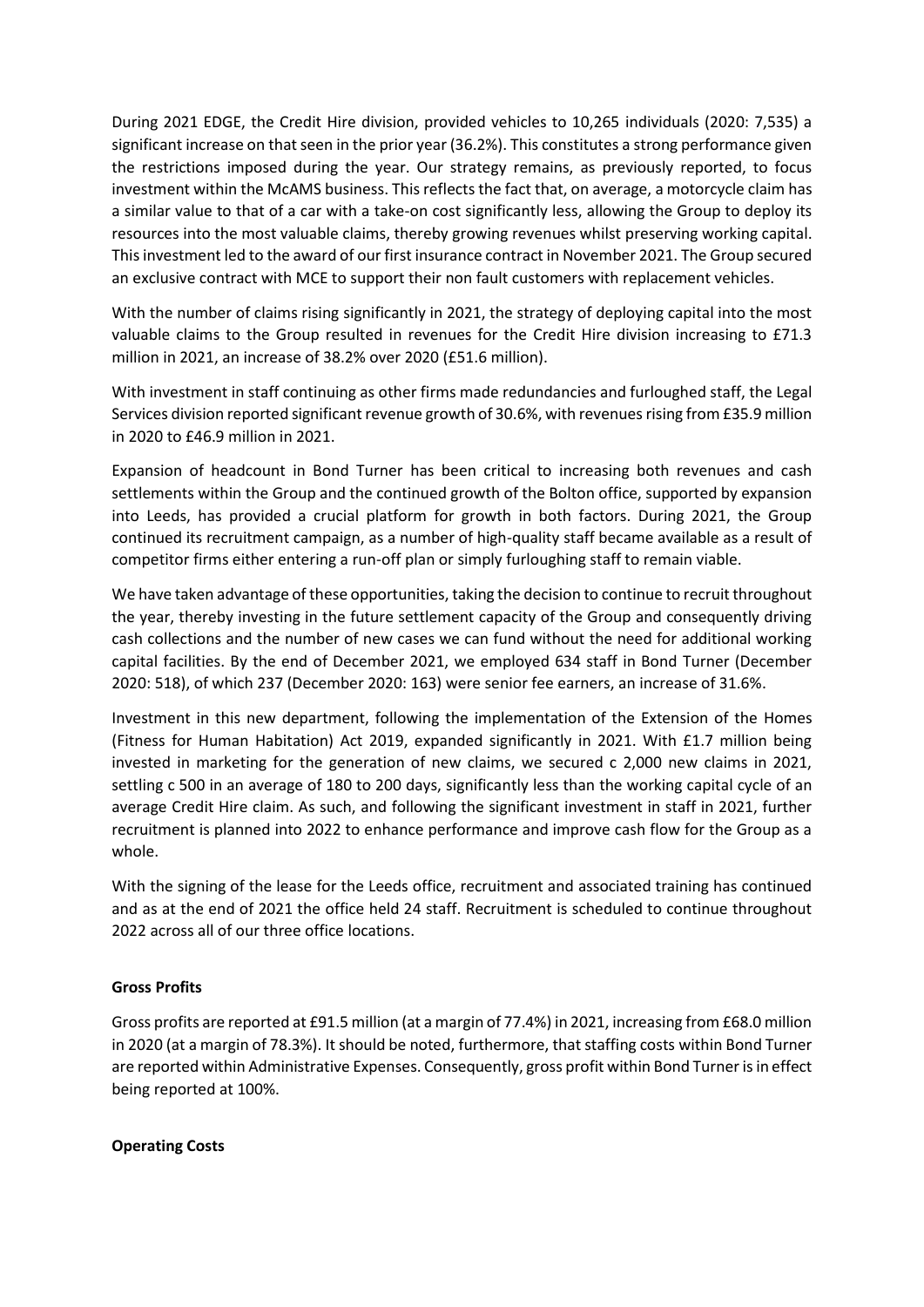During 2021 EDGE, the Credit Hire division, provided vehicles to 10,265 individuals (2020: 7,535) a significant increase on that seen in the prior year (36.2%). This constitutes a strong performance given the restrictions imposed during the year. Our strategy remains, as previously reported, to focus investment within the McAMS business. This reflects the fact that, on average, a motorcycle claim has a similar value to that of a car with a take-on cost significantly less, allowing the Group to deploy its resources into the most valuable claims, thereby growing revenues whilst preserving working capital. This investment led to the award of our first insurance contract in November 2021. The Group secured an exclusive contract with MCE to support their non fault customers with replacement vehicles.

With the number of claims rising significantly in 2021, the strategy of deploying capital into the most valuable claims to the Group resulted in revenues for the Credit Hire division increasing to £71.3 million in 2021, an increase of 38.2% over 2020 (£51.6 million).

With investment in staff continuing as other firms made redundancies and furloughed staff, the Legal Services division reported significant revenue growth of 30.6%, with revenues rising from £35.9 million in 2020 to £46.9 million in 2021.

Expansion of headcount in Bond Turner has been critical to increasing both revenues and cash settlements within the Group and the continued growth of the Bolton office, supported by expansion into Leeds, has provided a crucial platform for growth in both factors. During 2021, the Group continued its recruitment campaign, as a number of high-quality staff became available as a result of competitor firms either entering a run-off plan or simply furloughing staff to remain viable.

We have taken advantage of these opportunities, taking the decision to continue to recruit throughout the year, thereby investing in the future settlement capacity of the Group and consequently driving cash collections and the number of new cases we can fund without the need for additional working capital facilities. By the end of December 2021, we employed 634 staff in Bond Turner (December 2020: 518), of which 237 (December 2020: 163) were senior fee earners, an increase of 31.6%.

Investment in this new department, following the implementation of the Extension of the Homes (Fitness for Human Habitation) Act 2019, expanded significantly in 2021. With £1.7 million being invested in marketing for the generation of new claims, we secured c 2,000 new claims in 2021, settling c 500 in an average of 180 to 200 days, significantly less than the working capital cycle of an average Credit Hire claim. As such, and following the significant investment in staff in 2021, further recruitment is planned into 2022 to enhance performance and improve cash flow for the Group as a whole.

With the signing of the lease for the Leeds office, recruitment and associated training has continued and as at the end of 2021 the office held 24 staff. Recruitment is scheduled to continue throughout 2022 across all of our three office locations.

**Gross Profits**

Gross profits are reported at £91.5 million (at a margin of 77.4%) in 2021, increasing from £68.0 million in 2020 (at a margin of 78.3%). It should be noted, furthermore, that staffing costs within Bond Turner are reported within Administrative Expenses. Consequently, gross profit within Bond Turner is in effect being reported at 100%.

**Operating Costs**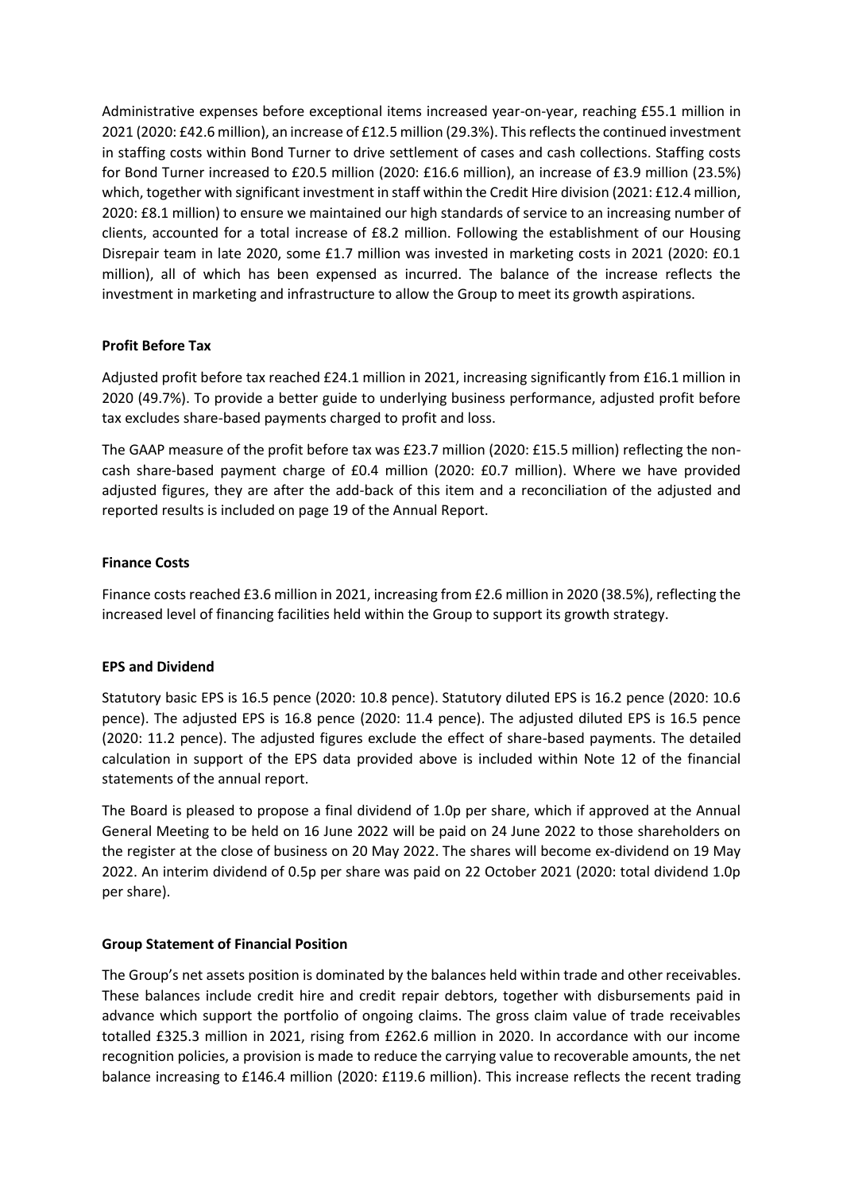Administrative expenses before exceptional items increased year-on-year, reaching £55.1 million in 2021 (2020: £42.6 million), an increase of £12.5 million (29.3%). This reflects the continued investment in staffing costs within Bond Turner to drive settlement of cases and cash collections. Staffing costs for Bond Turner increased to £20.5 million (2020: £16.6 million), an increase of £3.9 million (23.5%) which, together with significant investment in staff within the Credit Hire division (2021: £12.4 million, 2020: £8.1 million) to ensure we maintained our high standards of service to an increasing number of clients, accounted for a total increase of £8.2 million. Following the establishment of our Housing Disrepair team in late 2020, some £1.7 million was invested in marketing costs in 2021 (2020: £0.1 million), all of which has been expensed as incurred. The balance of the increase reflects the investment in marketing and infrastructure to allow the Group to meet its growth aspirations.

**Profit Before Tax**

Adjusted profit before tax reached £24.1 million in 2021, increasing significantly from £16.1 million in 2020 (49.7%). To provide a better guide to underlying business performance, adjusted profit before tax excludes share-based payments charged to profit and loss.

The GAAP measure of the profit before tax was £23.7 million (2020: £15.5 million) reflecting the non-cash share-based payment charge of £0.4 million (2020: £0.7 million). Where we have provided adjusted figures, they are after the add-back of this item and a reconciliation of the adjusted and reported results is included on page 19 of the Annual Report.

**Finance Costs**

Finance costs reached £3.6 million in 2021, increasing from £2.6 million in 2020 (38.5%), reflecting the increased level of financing facilities held within the Group to support its growth strategy.

**EPS and Dividend**

Statutory basic EPS is 16.5 pence (2020: 10.8 pence). Statutory diluted EPS is 16.2 pence (2020: 10.6 pence). The adjusted EPS is 16.8 pence (2020: 11.4 pence). The adjusted diluted EPS is 16.5 pence (2020: 11.2 pence). The adjusted figures exclude the effect of share-based payments. The detailed calculation in support of the EPS data provided above is included within Note 12 of the financial statements of the annual report.

The Board is pleased to propose a final dividend of 1.0p per share, which if approved at the Annual General Meeting to be held on 16 June 2022 will be paid on 24 June 2022 to those shareholders on the register at the close of business on 20 May 2022. The shares will become ex-dividend on 19 May 2022. An interim dividend of 0.5p per share was paid on 22 October 2021 (2020: total dividend 1.0p per share).

**Group Statement of Financial Position**

The Group's net assets position is dominated by the balances held within trade and other receivables. These balances include credit hire and credit repair debtors, together with disbursements paid in advance which support the portfolio of ongoing claims. The gross claim value of trade receivables totalled £325.3 million in 2021, rising from £262.6 million in 2020. In accordance with our income recognition policies, a provision is made to reduce the carrying value to recoverable amounts, the net balance increasing to £146.4 million (2020: £119.6 million). This increase reflects the recent trading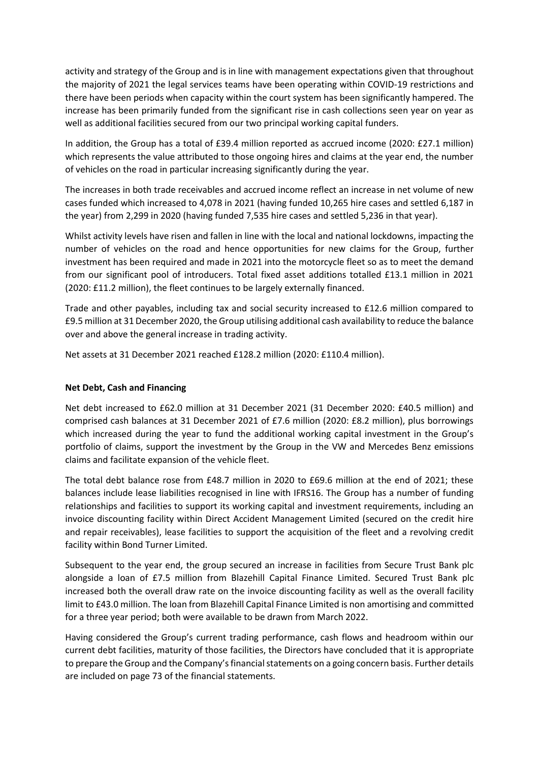activity and strategy of the Group and is in line with management expectations given that throughout the majority of 2021 the legal services teams have been operating within COVID-19 restrictions and there have been periods when capacity within the court system has been significantly hampered. The increase has been primarily funded from the significant rise in cash collections seen year on year as well as additional facilities secured from our two principal working capital funders.

In addition, the Group has a total of £39.4 million reported as accrued income (2020: £27.1 million) which represents the value attributed to those ongoing hires and claims at the year end, the number of vehicles on the road in particular increasing significantly during the year.

The increases in both trade receivables and accrued income reflect an increase in net volume of new cases funded which increased to 4,078 in 2021 (having funded 10,265 hire cases and settled 6,187 in the year) from 2,299 in 2020 (having funded 7,535 hire cases and settled 5,236 in that year).

Whilst activity levels have risen and fallen in line with the local and national lockdowns, impacting the number of vehicles on the road and hence opportunities for new claims for the Group, further investment has been required and made in 2021 into the motorcycle fleet so as to meet the demand from our significant pool of introducers. Total fixed asset additions totalled £13.1 million in 2021 (2020: £11.2 million), the fleet continues to be largely externally financed.

Trade and other payables, including tax and social security increased to £12.6 million compared to £9.5 million at 31 December 2020, the Group utilising additional cash availability to reduce the balance over and above the general increase in trading activity.

Net assets at 31 December 2021 reached £128.2 million (2020: £110.4 million).

**Net Debt, Cash and Financing**

Net debt increased to £62.0 million at 31 December 2021 (31 December 2020: £40.5 million) and comprised cash balances at 31 December 2021 of £7.6 million (2020: £8.2 million), plus borrowings which increased during the year to fund the additional working capital investment in the Group's portfolio of claims, support the investment by the Group in the VW and Mercedes Benz emissions claims and facilitate expansion of the vehicle fleet.

The total debt balance rose from £48.7 million in 2020 to £69.6 million at the end of 2021; these balances include lease liabilities recognised in line with IFRS16. The Group has a number of funding relationships and facilities to support its working capital and investment requirements, including an invoice discounting facility within Direct Accident Management Limited (secured on the credit hire and repair receivables), lease facilities to support the acquisition of the fleet and a revolving credit facility within Bond Turner Limited.

Subsequent to the year end, the group secured an increase in facilities from Secure Trust Bank plc alongside a loan of £7.5 million from Blazehill Capital Finance Limited. Secured Trust Bank plc increased both the overall draw rate on the invoice discounting facility as well as the overall facility limit to £43.0 million. The loan from Blazehill Capital Finance Limited is non amortising and committed for a three year period; both were available to be drawn from March 2022.

Having considered the Group's current trading performance, cash flows and headroom within our current debt facilities, maturity of those facilities, the Directors have concluded that it is appropriate to prepare the Group and the Company's financial statements on a going concern basis. Further details are included on page 73 of the financial statements.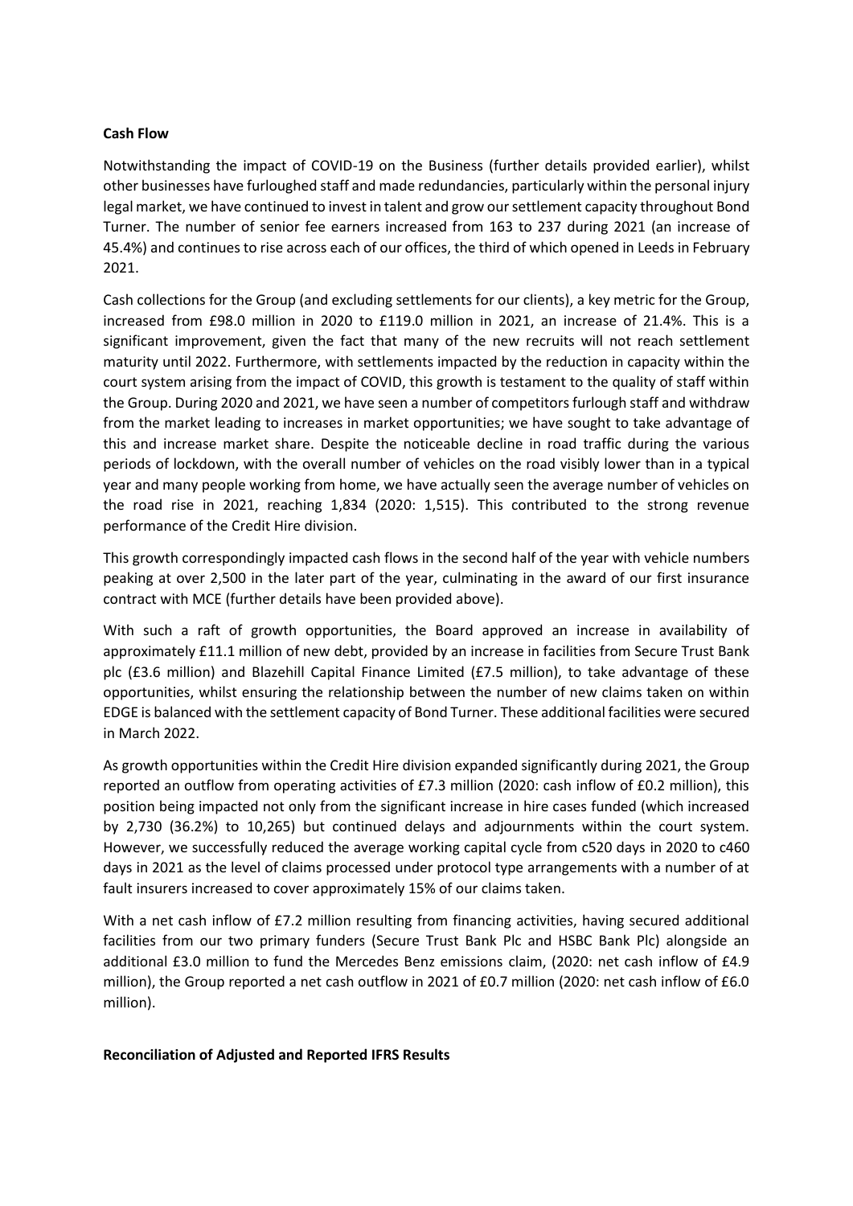**Cash Flow**

Notwithstanding the impact of COVID-19 on the Business (further details provided earlier), whilst other businesses have furloughed staff and made redundancies, particularly within the personal injury legal market, we have continued to invest in talent and grow our settlement capacity throughout Bond Turner. The number of senior fee earners increased from 163 to 237 during 2021 (an increase of 45.4%) and continues to rise across each of our offices, the third of which opened in Leeds in February 2021.

Cash collections for the Group (and excluding settlements for our clients), a key metric for the Group, increased from £98.0 million in 2020 to £119.0 million in 2021, an increase of 21.4%. This is a significant improvement, given the fact that many of the new recruits will not reach settlement maturity until 2022. Furthermore, with settlements impacted by the reduction in capacity within the court system arising from the impact of COVID, this growth is testament to the quality of staff within the Group. During 2020 and 2021, we have seen a number of competitors furlough staff and withdraw from the market leading to increases in market opportunities; we have sought to take advantage of this and increase market share. Despite the noticeable decline in road traffic during the various periods of lockdown, with the overall number of vehicles on the road visibly lower than in a typical year and many people working from home, we have actually seen the average number of vehicles on the road rise in 2021, reaching 1,834 (2020: 1,515). This contributed to the strong revenue performance of the Credit Hire division.

This growth correspondingly impacted cash flows in the second half of the year with vehicle numbers peaking at over 2,500 in the later part of the year, culminating in the award of our first insurance contract with MCE (further details have been provided above).

With such a raft of growth opportunities, the Board approved an increase in availability of approximately £11.1 million of new debt, provided by an increase in facilities from Secure Trust Bank plc (£3.6 million) and Blazehill Capital Finance Limited (£7.5 million), to take advantage of these opportunities, whilst ensuring the relationship between the number of new claims taken on within EDGE is balanced with the settlement capacity of Bond Turner. These additional facilities were secured in March 2022.

As growth opportunities within the Credit Hire division expanded significantly during 2021, the Group reported an outflow from operating activities of £7.3 million (2020: cash inflow of £0.2 million), this position being impacted not only from the significant increase in hire cases funded (which increased by 2,730 (36.2%) to 10,265) but continued delays and adjournments within the court system. However, we successfully reduced the average working capital cycle from c520 days in 2020 to c460 days in 2021 as the level of claims processed under protocol type arrangements with a number of at fault insurers increased to cover approximately 15% of our claims taken.

With a net cash inflow of £7.2 million resulting from financing activities, having secured additional facilities from our two primary funders (Secure Trust Bank Plc and HSBC Bank Plc) alongside an additional £3.0 million to fund the Mercedes Benz emissions claim, (2020: net cash inflow of £4.9 million), the Group reported a net cash outflow in 2021 of £0.7 million (2020: net cash inflow of £6.0 million).

**Reconciliation of Adjusted and Reported IFRS Results**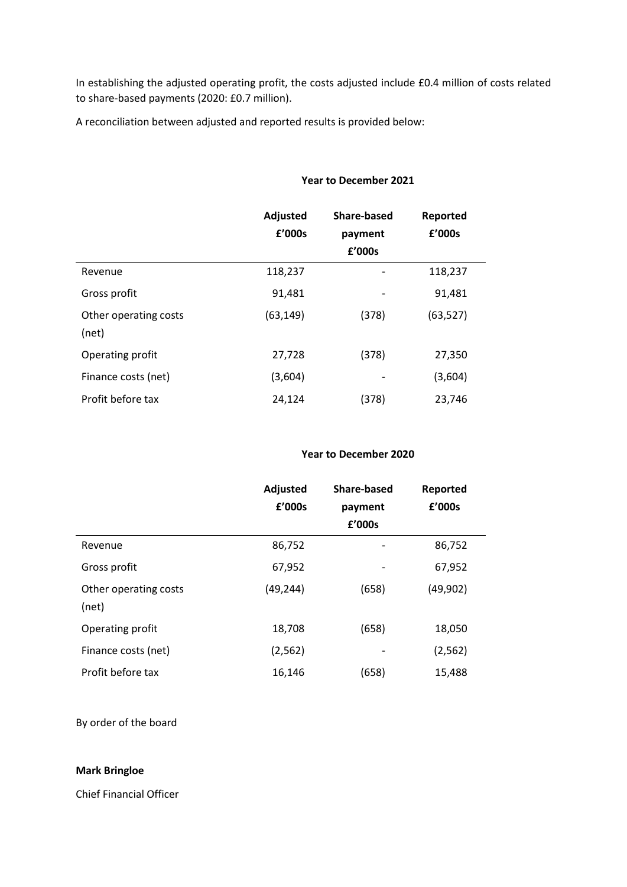In establishing the adjusted operating profit, the costs adjusted include £0.4 million of costs related to share-based payments (2020: £0.7 million).

A reconciliation between adjusted and reported results is provided below:

**Year to December 2021**

| | **Adjusted £'000s** | **Share-based payment £'000s** | **Reported £'000s** |
|---|---|---|---|
| Revenue | 118,237 | - | 118,237 |
| Gross profit | 91,481 | - | 91,481 |
| Other operating costs (net) | (63,149) | (378) | (63,527) |
| Operating profit | 27,728 | (378) | 27,350 |
| Finance costs (net) | (3,604) | - | (3,604) |
| Profit before tax | 24,124 | (378) | 23,746 |

**Year to December 2020**

| | **Adjusted £'000s** | **Share-based payment £'000s** | **Reported £'000s** |
|---|---|---|---|
| Revenue | 86,752 | - | 86,752 |
| Gross profit | 67,952 | - | 67,952 |
| Other operating costs (net) | (49,244) | (658) | (49,902) |
| Operating profit | 18,708 | (658) | 18,050 |
| Finance costs (net) | (2,562) | - | (2,562) |
| Profit before tax | 16,146 | (658) | 15,488 |

By order of the board

**Mark Bringloe**

Chief Financial Officer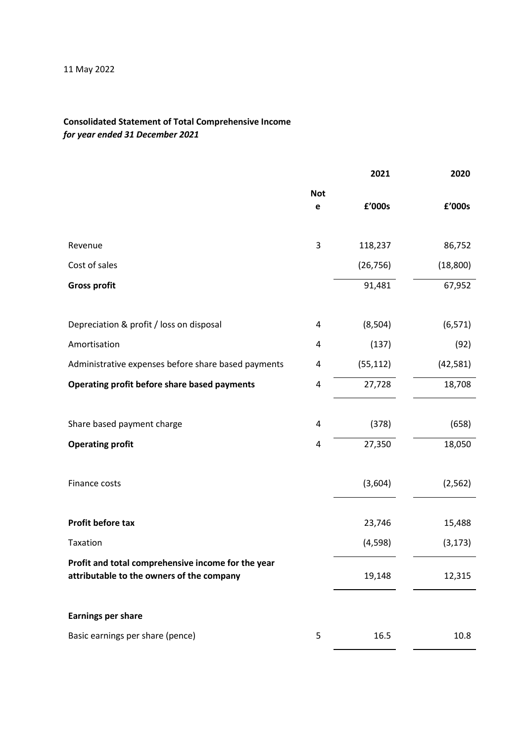11 May 2022

**Consolidated Statement of Total Comprehensive Income**
***for year ended 31 December 2021***

| | Note | 2021 | 2020 |
|---|---|---|---|
| | | **£'000s** | **£'000s** |
| Revenue | 3 | 118,237 | 86,752 |
| Cost of sales | | (26,756) | (18,800) |
| **Gross profit** | | 91,481 | 67,952 |
| Depreciation & profit / loss on disposal | 4 | (8,504) | (6,571) |
| Amortisation | 4 | (137) | (92) |
| Administrative expenses before share based payments | 4 | (55,112) | (42,581) |
| **Operating profit before share based payments** | 4 | 27,728 | 18,708 |
| Share based payment charge | 4 | (378) | (658) |
| **Operating profit** | 4 | 27,350 | 18,050 |
| Finance costs | | (3,604) | (2,562) |
| **Profit before tax** | | 23,746 | 15,488 |
| Taxation | | (4,598) | (3,173) |
| **Profit and total comprehensive income for the year attributable to the owners of the company** | | 19,148 | 12,315 |
| **Earnings per share** | | | |
| Basic earnings per share (pence) | 5 | 16.5 | 10.8 |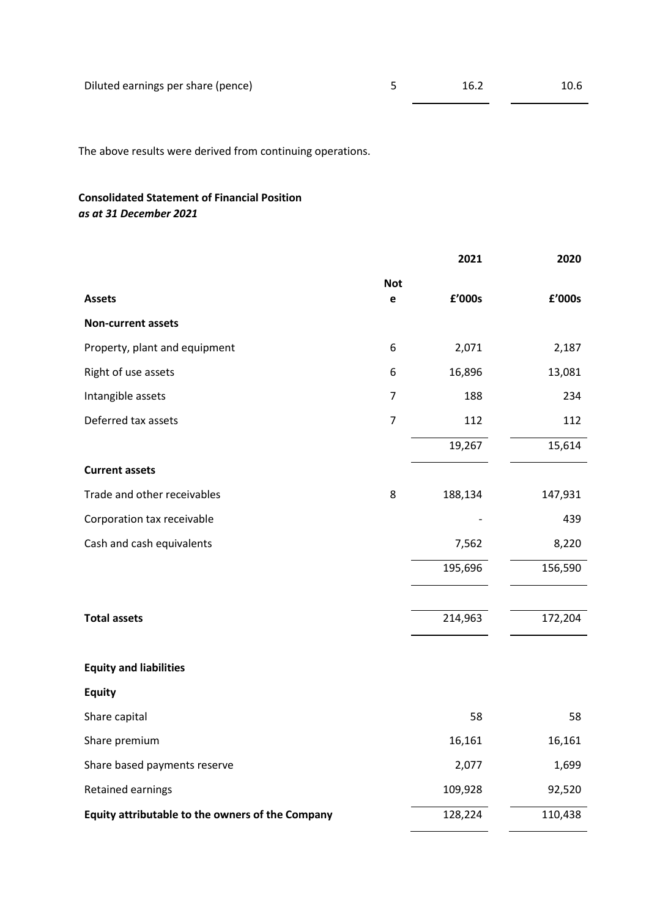| | | | |
|---|---|---|---|
| Diluted earnings per share (pence) | 5 | 16.2 | 10.6 |

The above results were derived from continuing operations.

**Consolidated Statement of Financial Position**
***as at 31 December 2021***

| | | **2021** | **2020** |
|---|---|---|---|
| **Assets** | **Note** | **£'000s** | **£'000s** |
| **Non-current assets** | | | |
| Property, plant and equipment | 6 | 2,071 | 2,187 |
| Right of use assets | 6 | 16,896 | 13,081 |
| Intangible assets | 7 | 188 | 234 |
| Deferred tax assets | 7 | 112 | 112 |
| | | 19,267 | 15,614 |
| **Current assets** | | | |
| Trade and other receivables | 8 | 188,134 | 147,931 |
| Corporation tax receivable | | - | 439 |
| Cash and cash equivalents | | 7,562 | 8,220 |
| | | 195,696 | 156,590 |
| **Total assets** | | 214,963 | 172,204 |
| **Equity and liabilities** | | | |
| **Equity** | | | |
| Share capital | | 58 | 58 |
| Share premium | | 16,161 | 16,161 |
| Share based payments reserve | | 2,077 | 1,699 |
| Retained earnings | | 109,928 | 92,520 |
| **Equity attributable to the owners of the Company** | | 128,224 | 110,438 |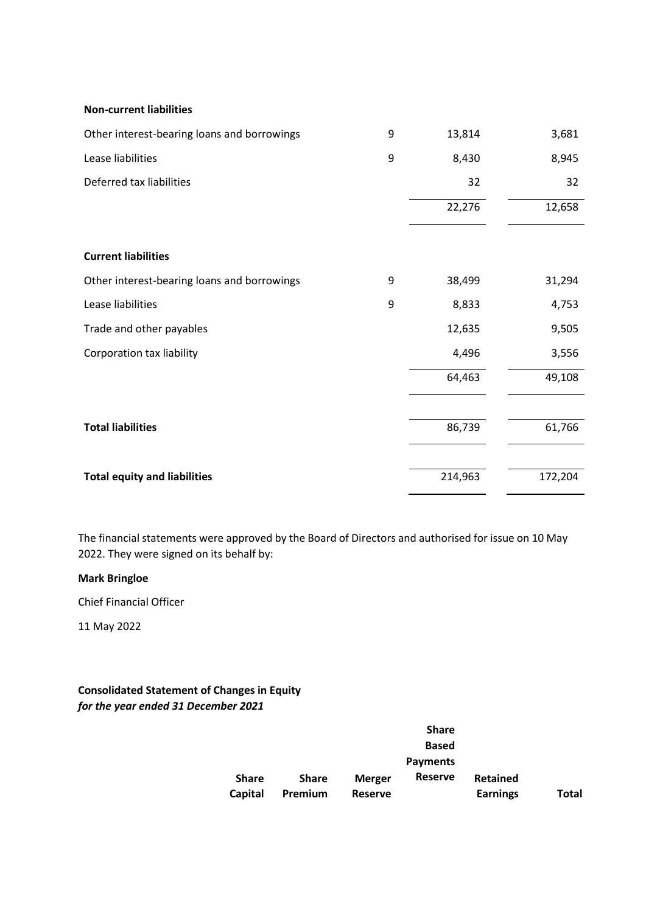| | | | |
|---|---|---|---|
| **Non-current liabilities** | | | |
| Other interest-bearing loans and borrowings | 9 | 13,814 | 3,681 |
| Lease liabilities | 9 | 8,430 | 8,945 |
| Deferred tax liabilities | | 32 | 32 |
| | | 22,276 | 12,658 |
| **Current liabilities** | | | |
| Other interest-bearing loans and borrowings | 9 | 38,499 | 31,294 |
| Lease liabilities | 9 | 8,833 | 4,753 |
| Trade and other payables | | 12,635 | 9,505 |
| Corporation tax liability | | 4,496 | 3,556 |
| | | 64,463 | 49,108 |
| **Total liabilities** | | 86,739 | 61,766 |
| **Total equity and liabilities** | | 214,963 | 172,204 |

The financial statements were approved by the Board of Directors and authorised for issue on 10 May 2022. They were signed on its behalf by:

**Mark Bringloe**

Chief Financial Officer

11 May 2022

**Consolidated Statement of Changes in Equity**
***for the year ended 31 December 2021***

| | Share Capital | Share Premium | Merger Reserve | Share Based Payments Reserve | Retained Earnings | Total |
|---|---|---|---|---|---|---|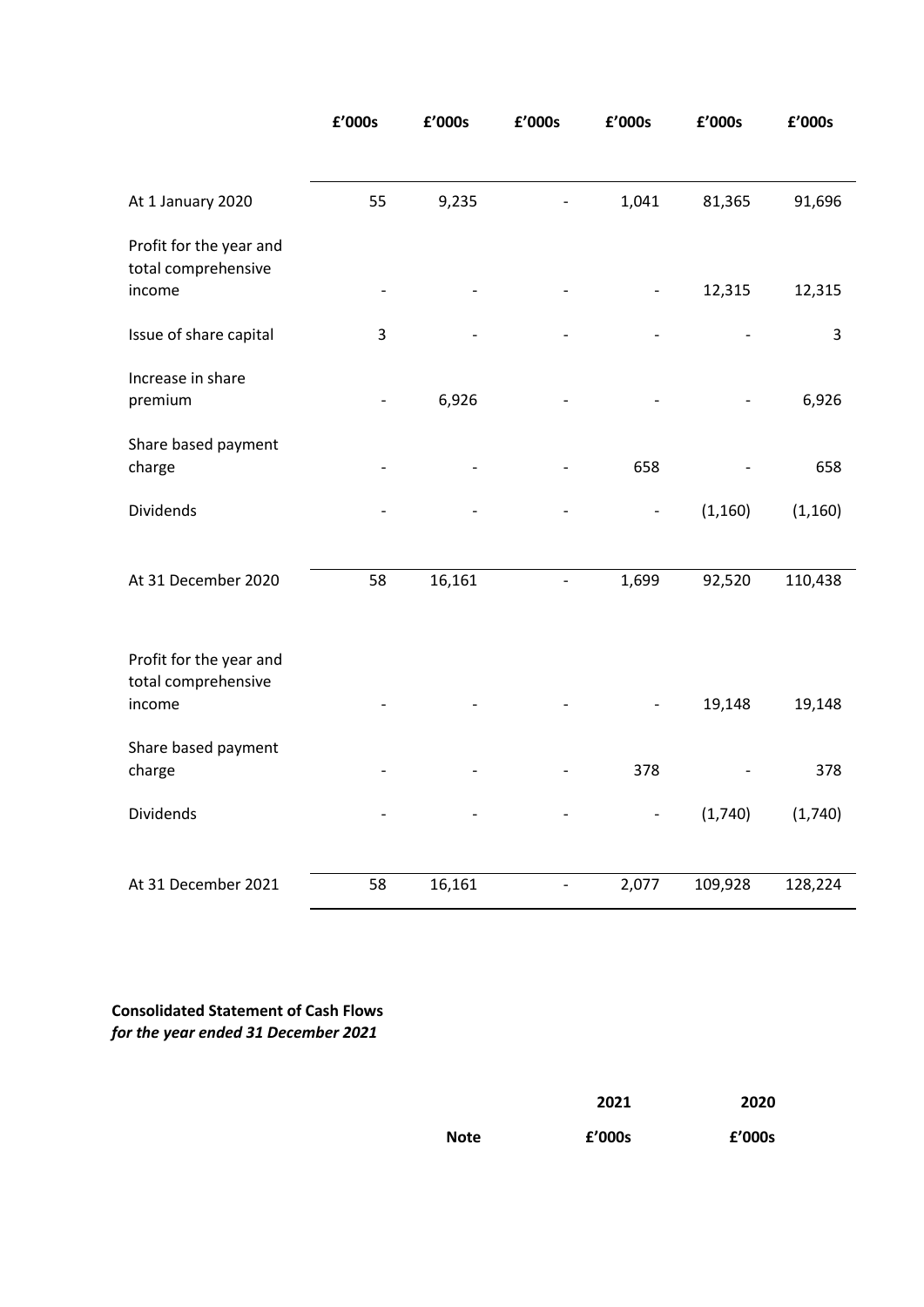| | £'000s | £'000s | £'000s | £'000s | £'000s | £'000s |
|---|---|---|---|---|---|---|
| At 1 January 2020 | 55 | 9,235 | - | 1,041 | 81,365 | 91,696 |
| Profit for the year and total comprehensive income | - | - | - | - | 12,315 | 12,315 |
| Issue of share capital | 3 | - | - | - | - | 3 |
| Increase in share premium | - | 6,926 | - | - | - | 6,926 |
| Share based payment charge | - | - | - | 658 | - | 658 |
| Dividends | - | - | - | - | (1,160) | (1,160) |
| At 31 December 2020 | 58 | 16,161 | - | 1,699 | 92,520 | 110,438 |
| Profit for the year and total comprehensive income | - | - | - | - | 19,148 | 19,148 |
| Share based payment charge | - | - | - | 378 | - | 378 |
| Dividends | - | - | - | - | (1,740) | (1,740) |
| At 31 December 2021 | 58 | 16,161 | - | 2,077 | 109,928 | 128,224 |

**Consolidated Statement of Cash Flows**
***for the year ended 31 December 2021***

| | Note | 2021 | 2020 |
|---|---|---|---|
| | | £'000s | £'000s |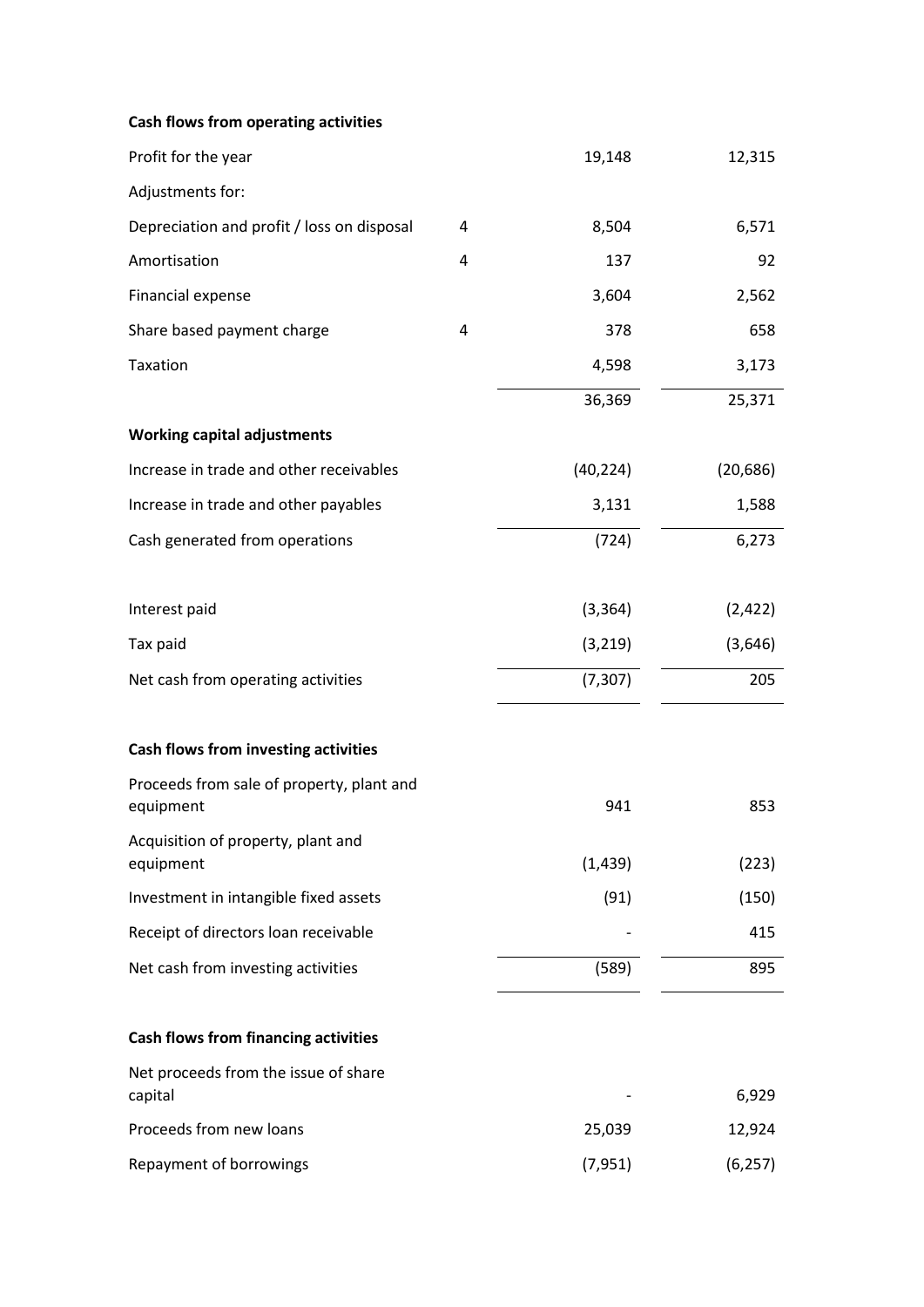| | | | |
|---|---|---|---|
| **Cash flows from operating activities** | | | |
| Profit for the year | | 19,148 | 12,315 |
| Adjustments for: | | | |
| Depreciation and profit / loss on disposal | 4 | 8,504 | 6,571 |
| Amortisation | 4 | 137 | 92 |
| Financial expense | | 3,604 | 2,562 |
| Share based payment charge | 4 | 378 | 658 |
| Taxation | | 4,598 | 3,173 |
| | | 36,369 | 25,371 |
| **Working capital adjustments** | | | |
| Increase in trade and other receivables | | (40,224) | (20,686) |
| Increase in trade and other payables | | 3,131 | 1,588 |
| Cash generated from operations | | (724) | 6,273 |
| | | | |
| Interest paid | | (3,364) | (2,422) |
| Tax paid | | (3,219) | (3,646) |
| Net cash from operating activities | | (7,307) | 205 |
| | | | |
| **Cash flows from investing activities** | | | |
| Proceeds from sale of property, plant and equipment | | 941 | 853 |
| Acquisition of property, plant and equipment | | (1,439) | (223) |
| Investment in intangible fixed assets | | (91) | (150) |
| Receipt of directors loan receivable | | - | 415 |
| Net cash from investing activities | | (589) | 895 |
| | | | |
| **Cash flows from financing activities** | | | |
| Net proceeds from the issue of share capital | | - | 6,929 |
| Proceeds from new loans | | 25,039 | 12,924 |
| Repayment of borrowings | | (7,951) | (6,257) |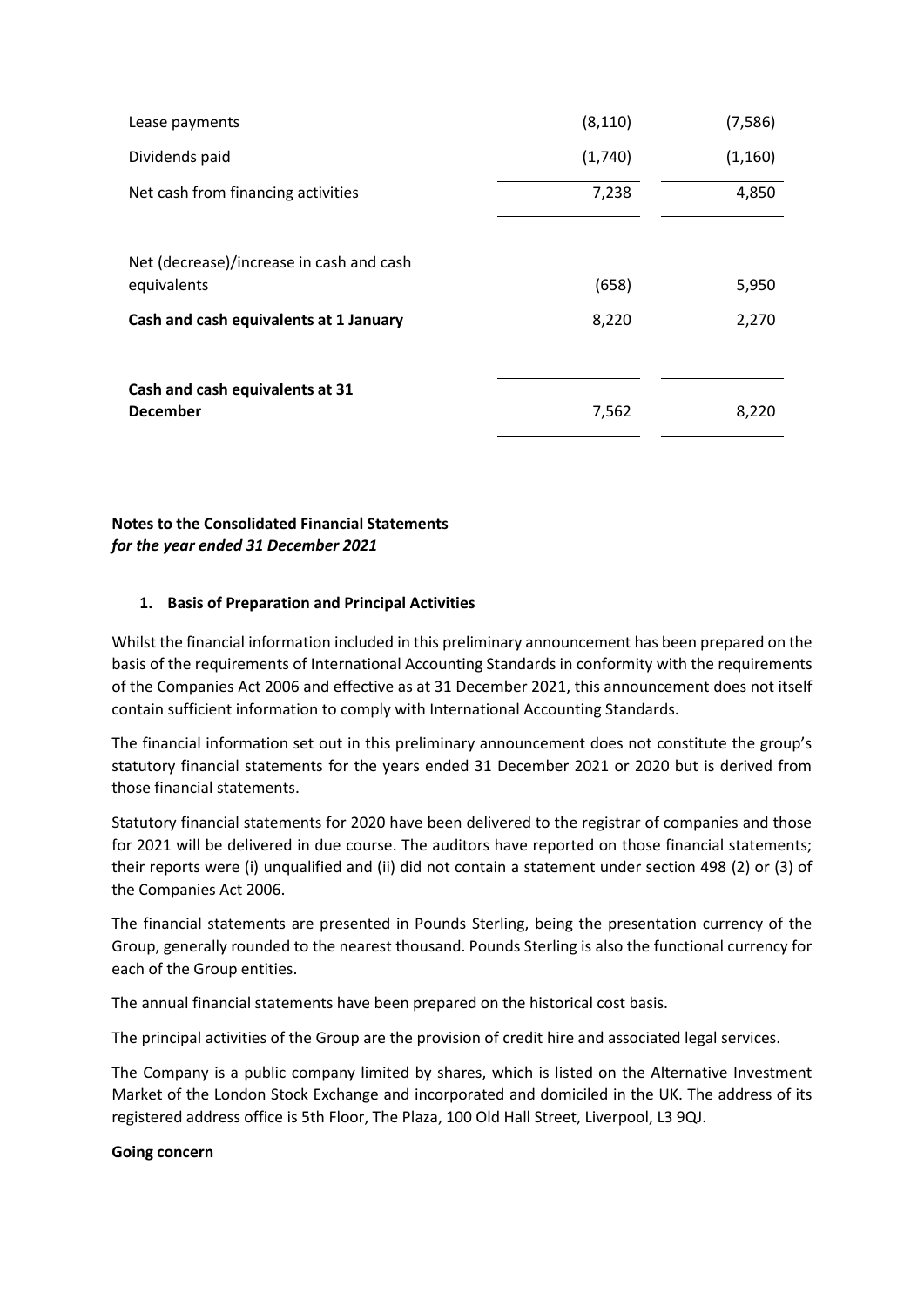| | | |
|---|---|---|
| Lease payments | (8,110) | (7,586) |
| Dividends paid | (1,740) | (1,160) |
| Net cash from financing activities | 7,238 | 4,850 |
| | | |
| Net (decrease)/increase in cash and cash equivalents | (658) | 5,950 |
| **Cash and cash equivalents at 1 January** | 8,220 | 2,270 |
| | | |
| **Cash and cash equivalents at 31 December** | 7,562 | 8,220 |

**Notes to the Consolidated Financial Statements**
***for the year ended 31 December 2021***

**1. Basis of Preparation and Principal Activities**

Whilst the financial information included in this preliminary announcement has been prepared on the basis of the requirements of International Accounting Standards in conformity with the requirements of the Companies Act 2006 and effective as at 31 December 2021, this announcement does not itself contain sufficient information to comply with International Accounting Standards.

The financial information set out in this preliminary announcement does not constitute the group's statutory financial statements for the years ended 31 December 2021 or 2020 but is derived from those financial statements.

Statutory financial statements for 2020 have been delivered to the registrar of companies and those for 2021 will be delivered in due course. The auditors have reported on those financial statements; their reports were (i) unqualified and (ii) did not contain a statement under section 498 (2) or (3) of the Companies Act 2006.

The financial statements are presented in Pounds Sterling, being the presentation currency of the Group, generally rounded to the nearest thousand. Pounds Sterling is also the functional currency for each of the Group entities.

The annual financial statements have been prepared on the historical cost basis.

The principal activities of the Group are the provision of credit hire and associated legal services.

The Company is a public company limited by shares, which is listed on the Alternative Investment Market of the London Stock Exchange and incorporated and domiciled in the UK. The address of its registered address office is 5th Floor, The Plaza, 100 Old Hall Street, Liverpool, L3 9QJ.

**Going concern**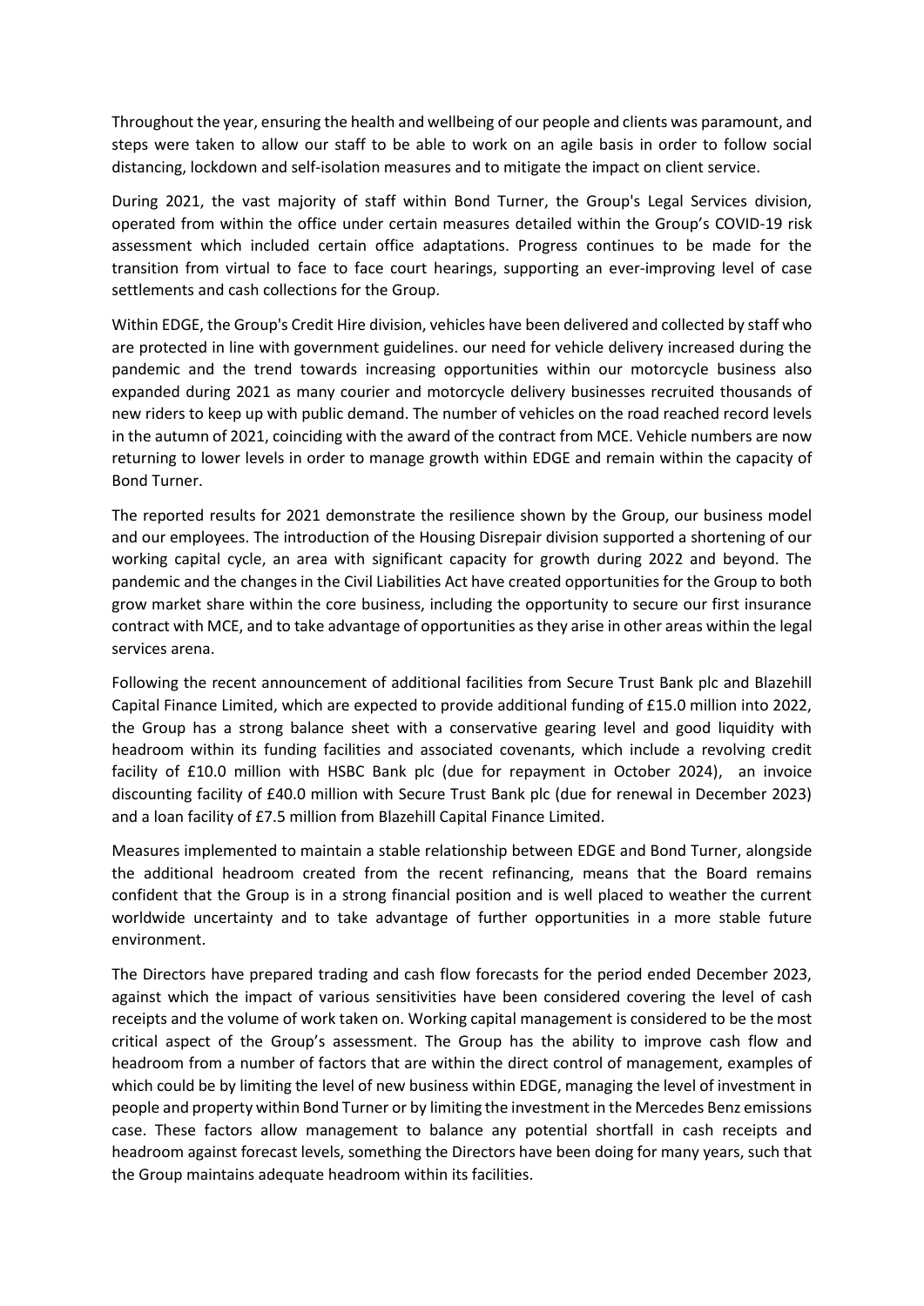Throughout the year, ensuring the health and wellbeing of our people and clients was paramount, and steps were taken to allow our staff to be able to work on an agile basis in order to follow social distancing, lockdown and self-isolation measures and to mitigate the impact on client service.

During 2021, the vast majority of staff within Bond Turner, the Group's Legal Services division, operated from within the office under certain measures detailed within the Group's COVID-19 risk assessment which included certain office adaptations. Progress continues to be made for the transition from virtual to face to face court hearings, supporting an ever-improving level of case settlements and cash collections for the Group.

Within EDGE, the Group's Credit Hire division, vehicles have been delivered and collected by staff who are protected in line with government guidelines. our need for vehicle delivery increased during the pandemic and the trend towards increasing opportunities within our motorcycle business also expanded during 2021 as many courier and motorcycle delivery businesses recruited thousands of new riders to keep up with public demand. The number of vehicles on the road reached record levels in the autumn of 2021, coinciding with the award of the contract from MCE. Vehicle numbers are now returning to lower levels in order to manage growth within EDGE and remain within the capacity of Bond Turner.

The reported results for 2021 demonstrate the resilience shown by the Group, our business model and our employees. The introduction of the Housing Disrepair division supported a shortening of our working capital cycle, an area with significant capacity for growth during 2022 and beyond. The pandemic and the changes in the Civil Liabilities Act have created opportunities for the Group to both grow market share within the core business, including the opportunity to secure our first insurance contract with MCE, and to take advantage of opportunities as they arise in other areas within the legal services arena.

Following the recent announcement of additional facilities from Secure Trust Bank plc and Blazehill Capital Finance Limited, which are expected to provide additional funding of £15.0 million into 2022, the Group has a strong balance sheet with a conservative gearing level and good liquidity with headroom within its funding facilities and associated covenants, which include a revolving credit facility of £10.0 million with HSBC Bank plc (due for repayment in October 2024), an invoice discounting facility of £40.0 million with Secure Trust Bank plc (due for renewal in December 2023) and a loan facility of £7.5 million from Blazehill Capital Finance Limited.

Measures implemented to maintain a stable relationship between EDGE and Bond Turner, alongside the additional headroom created from the recent refinancing, means that the Board remains confident that the Group is in a strong financial position and is well placed to weather the current worldwide uncertainty and to take advantage of further opportunities in a more stable future environment.

The Directors have prepared trading and cash flow forecasts for the period ended December 2023, against which the impact of various sensitivities have been considered covering the level of cash receipts and the volume of work taken on. Working capital management is considered to be the most critical aspect of the Group's assessment. The Group has the ability to improve cash flow and headroom from a number of factors that are within the direct control of management, examples of which could be by limiting the level of new business within EDGE, managing the level of investment in people and property within Bond Turner or by limiting the investment in the Mercedes Benz emissions case. These factors allow management to balance any potential shortfall in cash receipts and headroom against forecast levels, something the Directors have been doing for many years, such that the Group maintains adequate headroom within its facilities.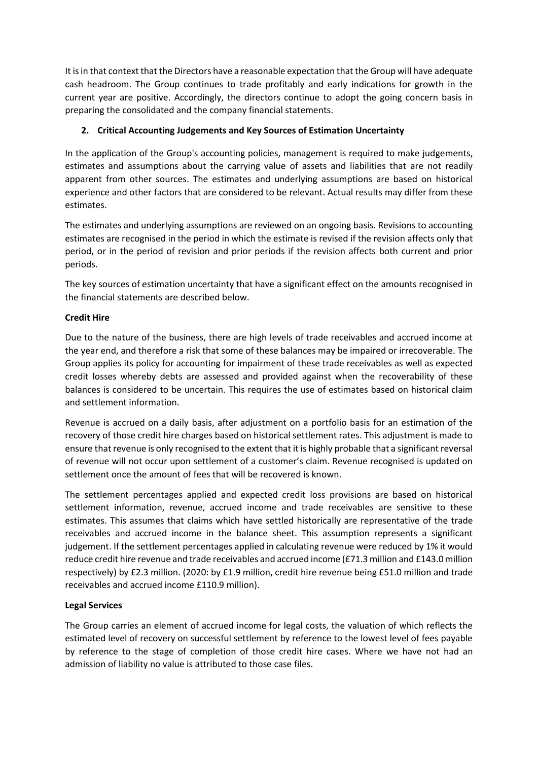It is in that context that the Directors have a reasonable expectation that the Group will have adequate cash headroom. The Group continues to trade profitably and early indications for growth in the current year are positive. Accordingly, the directors continue to adopt the going concern basis in preparing the consolidated and the company financial statements.

## 2. Critical Accounting Judgements and Key Sources of Estimation Uncertainty

In the application of the Group's accounting policies, management is required to make judgements, estimates and assumptions about the carrying value of assets and liabilities that are not readily apparent from other sources. The estimates and underlying assumptions are based on historical experience and other factors that are considered to be relevant. Actual results may differ from these estimates.

The estimates and underlying assumptions are reviewed on an ongoing basis. Revisions to accounting estimates are recognised in the period in which the estimate is revised if the revision affects only that period, or in the period of revision and prior periods if the revision affects both current and prior periods.

The key sources of estimation uncertainty that have a significant effect on the amounts recognised in the financial statements are described below.

**Credit Hire**

Due to the nature of the business, there are high levels of trade receivables and accrued income at the year end, and therefore a risk that some of these balances may be impaired or irrecoverable. The Group applies its policy for accounting for impairment of these trade receivables as well as expected credit losses whereby debts are assessed and provided against when the recoverability of these balances is considered to be uncertain. This requires the use of estimates based on historical claim and settlement information.

Revenue is accrued on a daily basis, after adjustment on a portfolio basis for an estimation of the recovery of those credit hire charges based on historical settlement rates. This adjustment is made to ensure that revenue is only recognised to the extent that it is highly probable that a significant reversal of revenue will not occur upon settlement of a customer's claim. Revenue recognised is updated on settlement once the amount of fees that will be recovered is known.

The settlement percentages applied and expected credit loss provisions are based on historical settlement information, revenue, accrued income and trade receivables are sensitive to these estimates. This assumes that claims which have settled historically are representative of the trade receivables and accrued income in the balance sheet. This assumption represents a significant judgement. If the settlement percentages applied in calculating revenue were reduced by 1% it would reduce credit hire revenue and trade receivables and accrued income (£71.3 million and £143.0 million respectively) by £2.3 million. (2020: by £1.9 million, credit hire revenue being £51.0 million and trade receivables and accrued income £110.9 million).

**Legal Services**

The Group carries an element of accrued income for legal costs, the valuation of which reflects the estimated level of recovery on successful settlement by reference to the lowest level of fees payable by reference to the stage of completion of those credit hire cases. Where we have not had an admission of liability no value is attributed to those case files.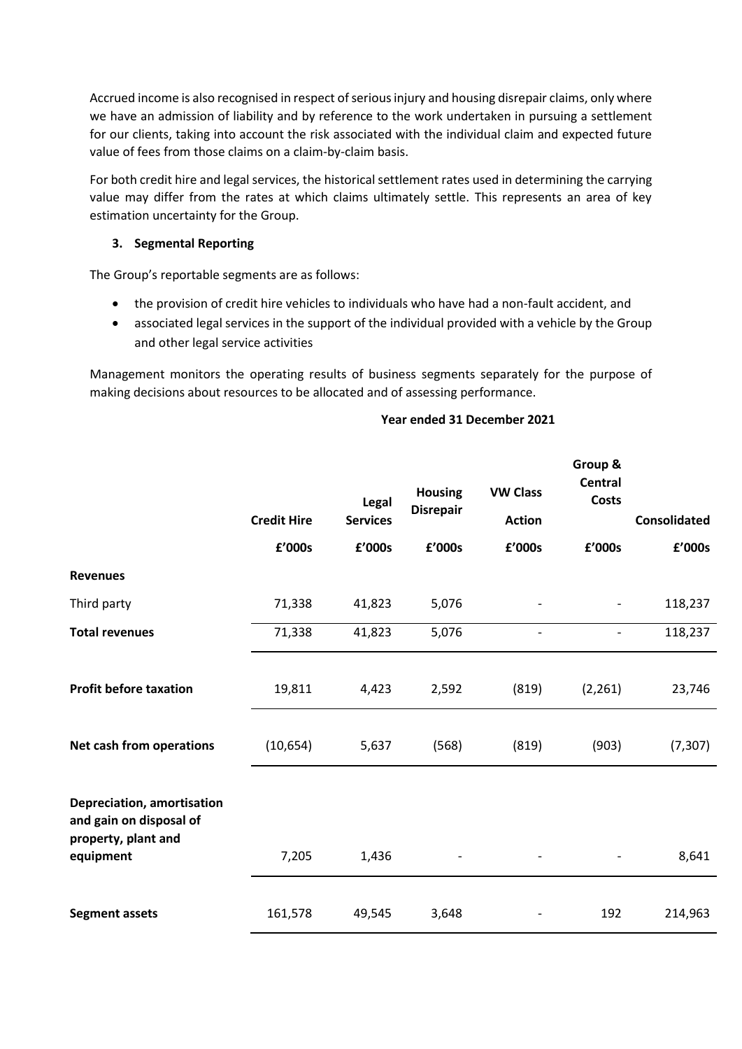Accrued income is also recognised in respect of serious injury and housing disrepair claims, only where we have an admission of liability and by reference to the work undertaken in pursuing a settlement for our clients, taking into account the risk associated with the individual claim and expected future value of fees from those claims on a claim-by-claim basis.

For both credit hire and legal services, the historical settlement rates used in determining the carrying value may differ from the rates at which claims ultimately settle. This represents an area of key estimation uncertainty for the Group.

### 3. Segmental Reporting

The Group's reportable segments are as follows:

- the provision of credit hire vehicles to individuals who have had a non-fault accident, and
- associated legal services in the support of the individual provided with a vehicle by the Group and other legal service activities

Management monitors the operating results of business segments separately for the purpose of making decisions about resources to be allocated and of assessing performance.

**Year ended 31 December 2021**

| | Credit Hire | Legal Services | Housing Disrepair | VW Class Action | Group & Central Costs | Consolidated |
|---|---|---|---|---|---|---|
| | £'000s | £'000s | £'000s | £'000s | £'000s | £'000s |
| **Revenues** | | | | | | |
| Third party | 71,338 | 41,823 | 5,076 | - | - | 118,237 |
| **Total revenues** | 71,338 | 41,823 | 5,076 | - | - | 118,237 |
| **Profit before taxation** | 19,811 | 4,423 | 2,592 | (819) | (2,261) | 23,746 |
| **Net cash from operations** | (10,654) | 5,637 | (568) | (819) | (903) | (7,307) |
| **Depreciation, amortisation and gain on disposal of property, plant and equipment** | 7,205 | 1,436 | - | - | - | 8,641 |
| **Segment assets** | 161,578 | 49,545 | 3,648 | - | 192 | 214,963 |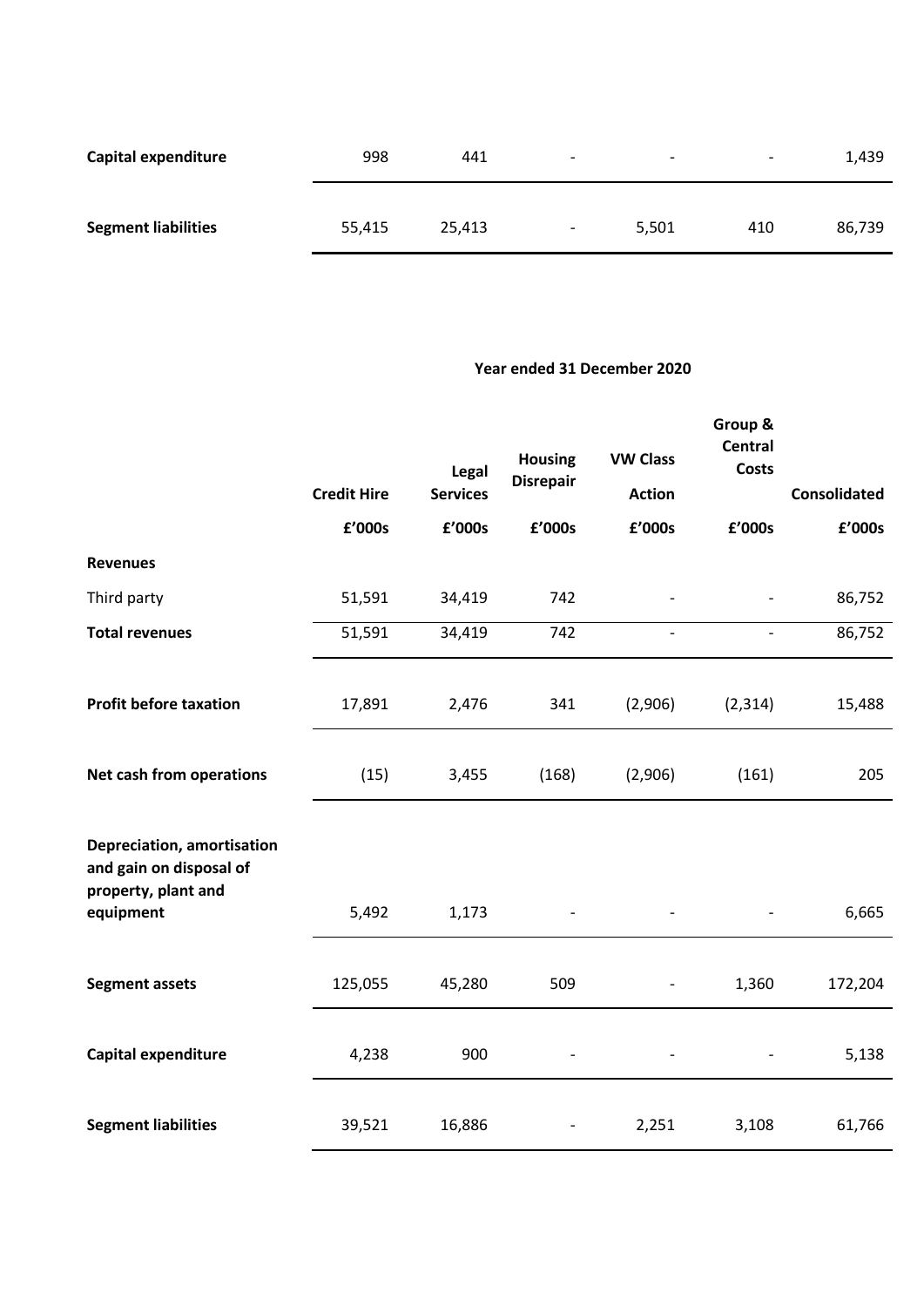| | | | | | | |
|---|---|---|---|---|---|---|
| **Capital expenditure** | 998 | 441 | - | - | - | 1,439 |
| **Segment liabilities** | 55,415 | 25,413 | - | 5,501 | 410 | 86,739 |

**Year ended 31 December 2020**

| | Credit Hire | Legal Services | Housing Disrepair | VW Class Action | Group & Central Costs | Consolidated |
|---|---|---|---|---|---|---|
| | **£'000s** | **£'000s** | **£'000s** | **£'000s** | **£'000s** | **£'000s** |
| **Revenues** | | | | | | |
| Third party | 51,591 | 34,419 | 742 | - | - | 86,752 |
| **Total revenues** | 51,591 | 34,419 | 742 | - | - | 86,752 |
| **Profit before taxation** | 17,891 | 2,476 | 341 | (2,906) | (2,314) | 15,488 |
| **Net cash from operations** | (15) | 3,455 | (168) | (2,906) | (161) | 205 |
| **Depreciation, amortisation and gain on disposal of property, plant and equipment** | 5,492 | 1,173 | - | - | - | 6,665 |
| **Segment assets** | 125,055 | 45,280 | 509 | - | 1,360 | 172,204 |
| **Capital expenditure** | 4,238 | 900 | - | - | - | 5,138 |
| **Segment liabilities** | 39,521 | 16,886 | - | 2,251 | 3,108 | 61,766 |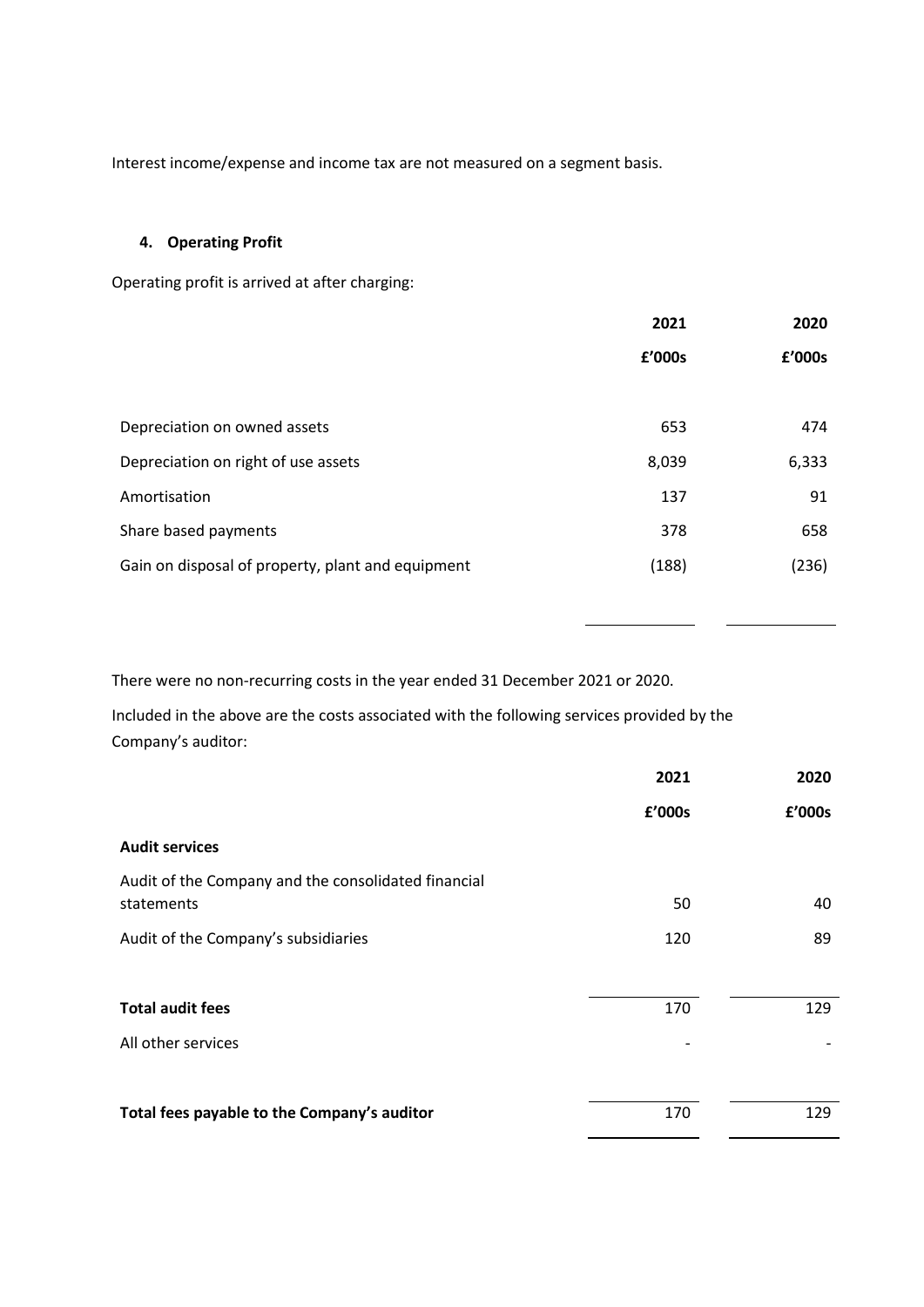Interest income/expense and income tax are not measured on a segment basis.

## 4. Operating Profit

Operating profit is arrived at after charging:

| | 2021 | 2020 |
|---|---|---|
| | £'000s | £'000s |
| Depreciation on owned assets | 653 | 474 |
| Depreciation on right of use assets | 8,039 | 6,333 |
| Amortisation | 137 | 91 |
| Share based payments | 378 | 658 |
| Gain on disposal of property, plant and equipment | (188) | (236) |

There were no non-recurring costs in the year ended 31 December 2021 or 2020.

Included in the above are the costs associated with the following services provided by the Company's auditor:

| | 2021 | 2020 |
|---|---|---|
| | £'000s | £'000s |
| **Audit services** | | |
| Audit of the Company and the consolidated financial statements | 50 | 40 |
| Audit of the Company's subsidiaries | 120 | 89 |
| **Total audit fees** | 170 | 129 |
| All other services | - | - |
| **Total fees payable to the Company's auditor** | 170 | 129 |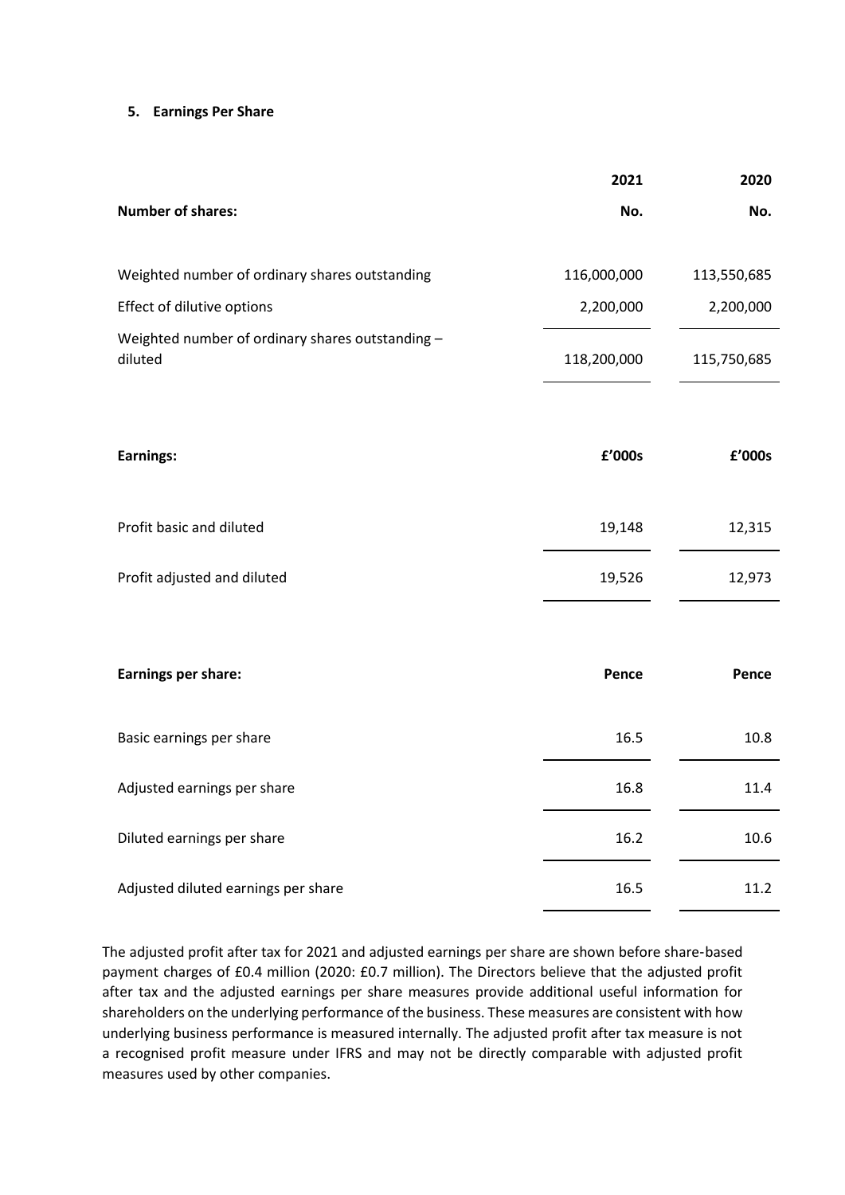### 5. Earnings Per Share

| | 2021 | 2020 |
|---|---|---|
| **Number of shares:** | **No.** | **No.** |
| Weighted number of ordinary shares outstanding | 116,000,000 | 113,550,685 |
| Effect of dilutive options | 2,200,000 | 2,200,000 |
| Weighted number of ordinary shares outstanding – diluted | 118,200,000 | 115,750,685 |

| | | |
|---|---|---|
| **Earnings:** | **£'000s** | **£'000s** |
| Profit basic and diluted | 19,148 | 12,315 |
| Profit adjusted and diluted | 19,526 | 12,973 |

| | | |
|---|---|---|
| **Earnings per share:** | **Pence** | **Pence** |
| Basic earnings per share | 16.5 | 10.8 |
| Adjusted earnings per share | 16.8 | 11.4 |
| Diluted earnings per share | 16.2 | 10.6 |
| Adjusted diluted earnings per share | 16.5 | 11.2 |

The adjusted profit after tax for 2021 and adjusted earnings per share are shown before share-based payment charges of £0.4 million (2020: £0.7 million). The Directors believe that the adjusted profit after tax and the adjusted earnings per share measures provide additional useful information for shareholders on the underlying performance of the business. These measures are consistent with how underlying business performance is measured internally. The adjusted profit after tax measure is not a recognised profit measure under IFRS and may not be directly comparable with adjusted profit measures used by other companies.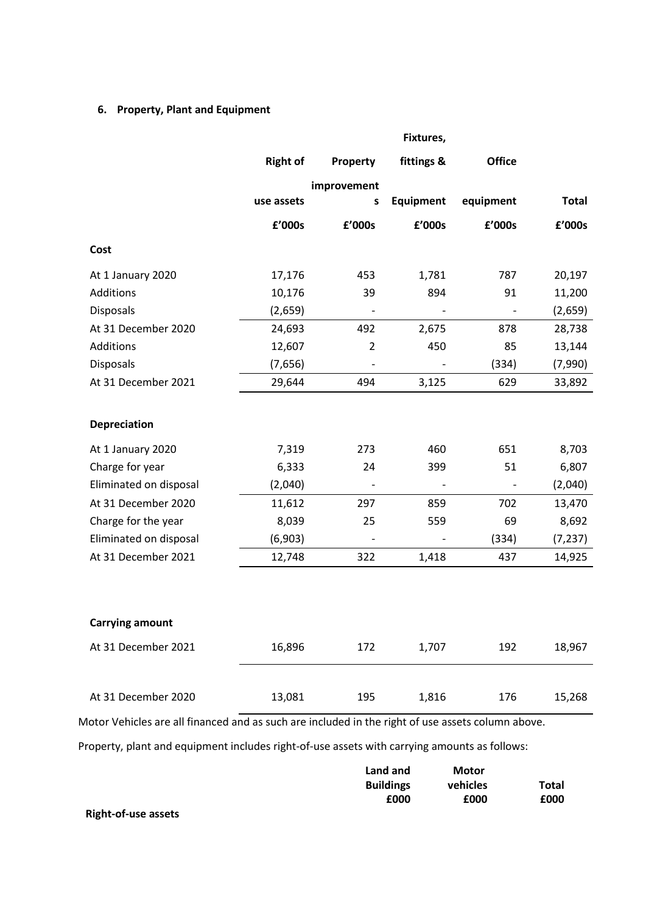### 6. Property, Plant and Equipment

| | Right of use assets | Property improvements | Fixtures, fittings & Equipment | Office equipment | Total |
|---|---|---|---|---|---|
| | £'000s | £'000s | £'000s | £'000s | £'000s |
| **Cost** | | | | | |
| At 1 January 2020 | 17,176 | 453 | 1,781 | 787 | 20,197 |
| Additions | 10,176 | 39 | 894 | 91 | 11,200 |
| Disposals | (2,659) | - | - | - | (2,659) |
| At 31 December 2020 | 24,693 | 492 | 2,675 | 878 | 28,738 |
| Additions | 12,607 | 2 | 450 | 85 | 13,144 |
| Disposals | (7,656) | - | - | (334) | (7,990) |
| At 31 December 2021 | 29,644 | 494 | 3,125 | 629 | 33,892 |
| **Depreciation** | | | | | |
| At 1 January 2020 | 7,319 | 273 | 460 | 651 | 8,703 |
| Charge for year | 6,333 | 24 | 399 | 51 | 6,807 |
| Eliminated on disposal | (2,040) | - | - | - | (2,040) |
| At 31 December 2020 | 11,612 | 297 | 859 | 702 | 13,470 |
| Charge for the year | 8,039 | 25 | 559 | 69 | 8,692 |
| Eliminated on disposal | (6,903) | - | - | (334) | (7,237) |
| At 31 December 2021 | 12,748 | 322 | 1,418 | 437 | 14,925 |
| **Carrying amount** | | | | | |
| At 31 December 2021 | 16,896 | 172 | 1,707 | 192 | 18,967 |
| At 31 December 2020 | 13,081 | 195 | 1,816 | 176 | 15,268 |

Motor Vehicles are all financed and as such are included in the right of use assets column above.

Property, plant and equipment includes right-of-use assets with carrying amounts as follows:

| | Land and Buildings | Motor vehicles | Total |
|---|---|---|---|
| | £000 | £000 | £000 |
| **Right-of-use assets** | | | |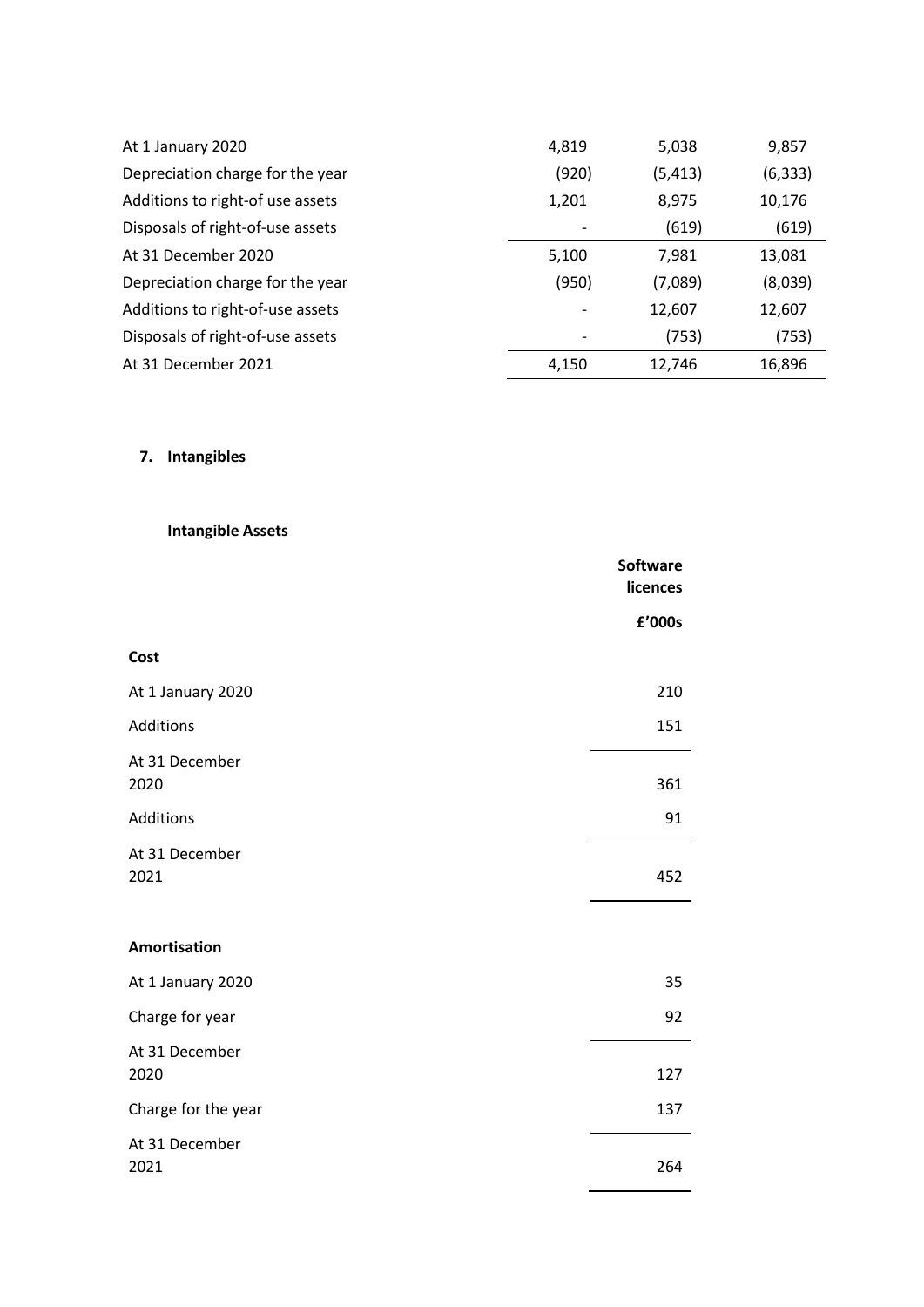| | | | |
|---|---|---|---|
| At 1 January 2020 | 4,819 | 5,038 | 9,857 |
| Depreciation charge for the year | (920) | (5,413) | (6,333) |
| Additions to right-of use assets | 1,201 | 8,975 | 10,176 |
| Disposals of right-of-use assets | - | (619) | (619) |
| At 31 December 2020 | 5,100 | 7,981 | 13,081 |
| Depreciation charge for the year | (950) | (7,089) | (8,039) |
| Additions to right-of-use assets | - | 12,607 | 12,607 |
| Disposals of right-of-use assets | - | (753) | (753) |
| At 31 December 2021 | 4,150 | 12,746 | 16,896 |

**7. Intangibles**

**Intangible Assets**

| | Software licences |
|---|---|
| | £'000s |
| **Cost** | |
| At 1 January 2020 | 210 |
| Additions | 151 |
| At 31 December 2020 | 361 |
| Additions | 91 |
| At 31 December 2021 | 452 |
| | |
| **Amortisation** | |
| At 1 January 2020 | 35 |
| Charge for year | 92 |
| At 31 December 2020 | 127 |
| Charge for the year | 137 |
| At 31 December 2021 | 264 |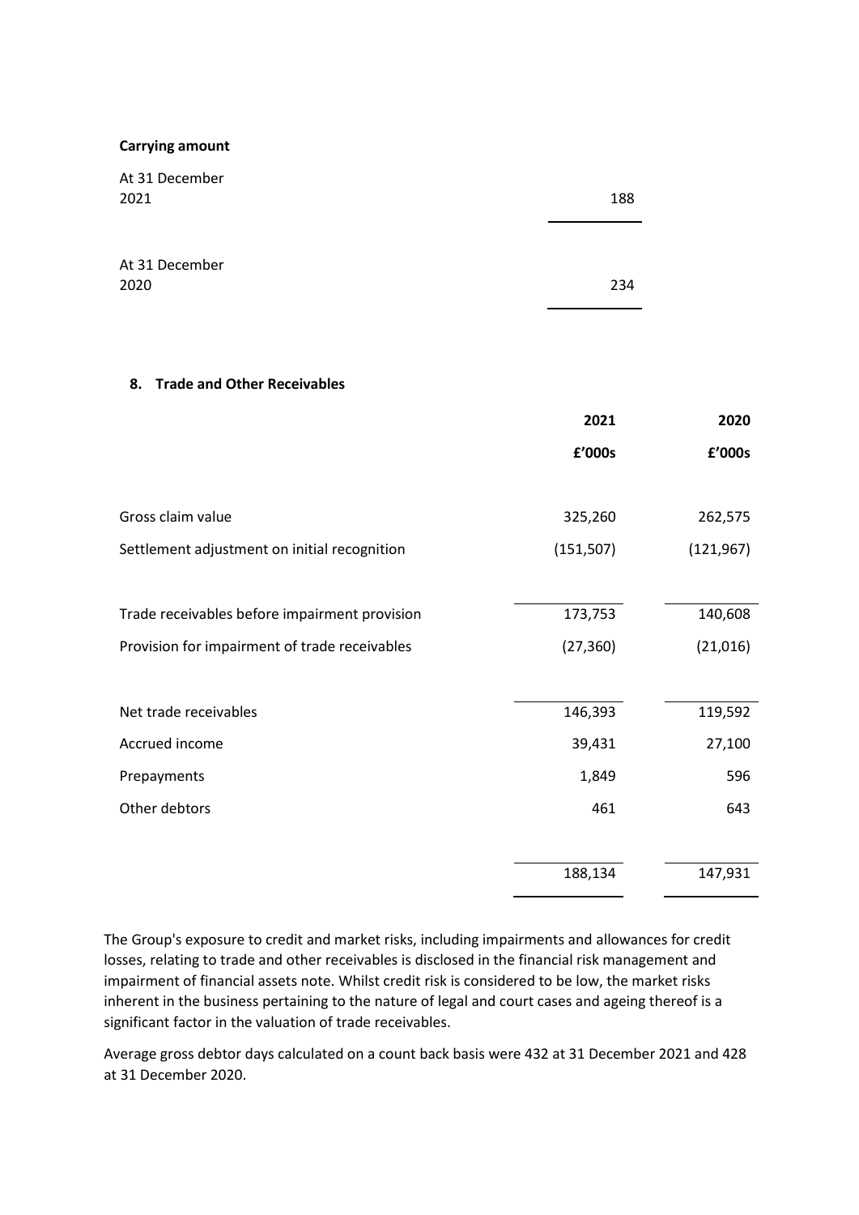**Carrying amount**

| | |
|---|---|
| At 31 December 2021 | 188 |
| At 31 December 2020 | 234 |

## 8. Trade and Other Receivables

| | 2021 | 2020 |
|---|---|---|
| | £'000s | £'000s |
| Gross claim value | 325,260 | 262,575 |
| Settlement adjustment on initial recognition | (151,507) | (121,967) |
| Trade receivables before impairment provision | 173,753 | 140,608 |
| Provision for impairment of trade receivables | (27,360) | (21,016) |
| Net trade receivables | 146,393 | 119,592 |
| Accrued income | 39,431 | 27,100 |
| Prepayments | 1,849 | 596 |
| Other debtors | 461 | 643 |
| | 188,134 | 147,931 |

The Group's exposure to credit and market risks, including impairments and allowances for credit losses, relating to trade and other receivables is disclosed in the financial risk management and impairment of financial assets note. Whilst credit risk is considered to be low, the market risks inherent in the business pertaining to the nature of legal and court cases and ageing thereof is a significant factor in the valuation of trade receivables.

Average gross debtor days calculated on a count back basis were 432 at 31 December 2021 and 428 at 31 December 2020.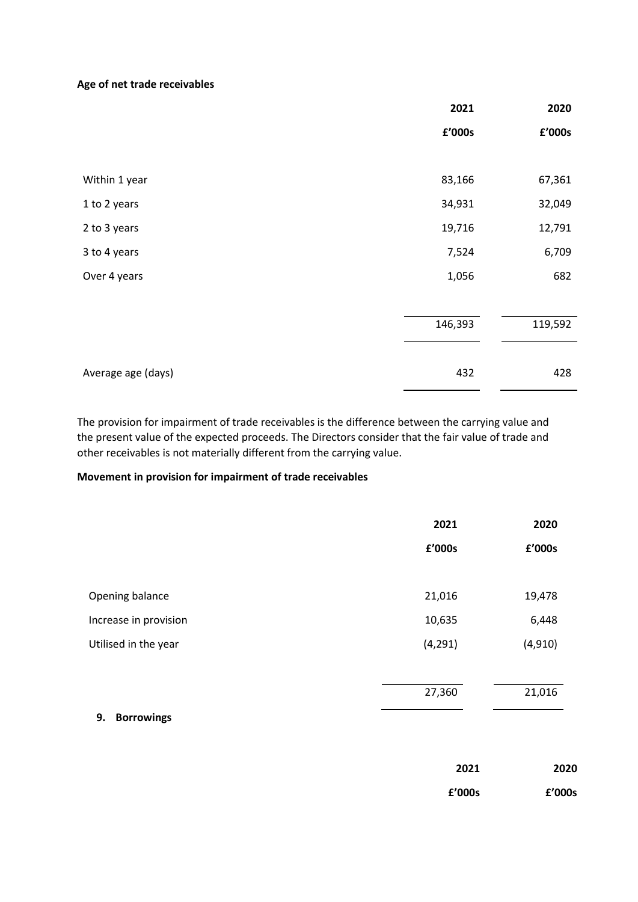**Age of net trade receivables**

| | 2021 | 2020 |
|---|---|---|
| | £'000s | £'000s |
| Within 1 year | 83,166 | 67,361 |
| 1 to 2 years | 34,931 | 32,049 |
| 2 to 3 years | 19,716 | 12,791 |
| 3 to 4 years | 7,524 | 6,709 |
| Over 4 years | 1,056 | 682 |
| | 146,393 | 119,592 |
| Average age (days) | 432 | 428 |

The provision for impairment of trade receivables is the difference between the carrying value and the present value of the expected proceeds. The Directors consider that the fair value of trade and other receivables is not materially different from the carrying value.

**Movement in provision for impairment of trade receivables**

| | 2021 | 2020 |
|---|---|---|
| | £'000s | £'000s |
| Opening balance | 21,016 | 19,478 |
| Increase in provision | 10,635 | 6,448 |
| Utilised in the year | (4,291) | (4,910) |
| | 27,360 | 21,016 |

**9. Borrowings**

| | 2021 | 2020 |
|---|---|---|
| | £'000s | £'000s |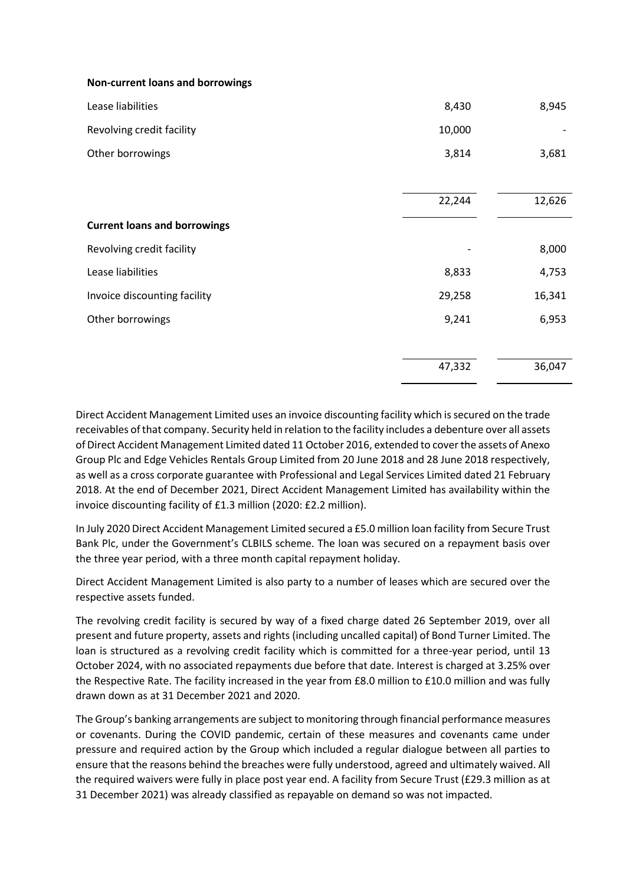| **Non-current loans and borrowings** | | |
|---|---|---|
| Lease liabilities | 8,430 | 8,945 |
| Revolving credit facility | 10,000 | - |
| Other borrowings | 3,814 | 3,681 |
| | 22,244 | 12,626 |
| **Current loans and borrowings** | | |
| Revolving credit facility | - | 8,000 |
| Lease liabilities | 8,833 | 4,753 |
| Invoice discounting facility | 29,258 | 16,341 |
| Other borrowings | 9,241 | 6,953 |
| | 47,332 | 36,047 |

Direct Accident Management Limited uses an invoice discounting facility which is secured on the trade receivables of that company. Security held in relation to the facility includes a debenture over all assets of Direct Accident Management Limited dated 11 October 2016, extended to cover the assets of Anexo Group Plc and Edge Vehicles Rentals Group Limited from 20 June 2018 and 28 June 2018 respectively, as well as a cross corporate guarantee with Professional and Legal Services Limited dated 21 February 2018. At the end of December 2021, Direct Accident Management Limited has availability within the invoice discounting facility of £1.3 million (2020: £2.2 million).

In July 2020 Direct Accident Management Limited secured a £5.0 million loan facility from Secure Trust Bank Plc, under the Government's CLBILS scheme. The loan was secured on a repayment basis over the three year period, with a three month capital repayment holiday.

Direct Accident Management Limited is also party to a number of leases which are secured over the respective assets funded.

The revolving credit facility is secured by way of a fixed charge dated 26 September 2019, over all present and future property, assets and rights (including uncalled capital) of Bond Turner Limited. The loan is structured as a revolving credit facility which is committed for a three-year period, until 13 October 2024, with no associated repayments due before that date. Interest is charged at 3.25% over the Respective Rate. The facility increased in the year from £8.0 million to £10.0 million and was fully drawn down as at 31 December 2021 and 2020.

The Group's banking arrangements are subject to monitoring through financial performance measures or covenants. During the COVID pandemic, certain of these measures and covenants came under pressure and required action by the Group which included a regular dialogue between all parties to ensure that the reasons behind the breaches were fully understood, agreed and ultimately waived. All the required waivers were fully in place post year end. A facility from Secure Trust (£29.3 million as at 31 December 2021) was already classified as repayable on demand so was not impacted.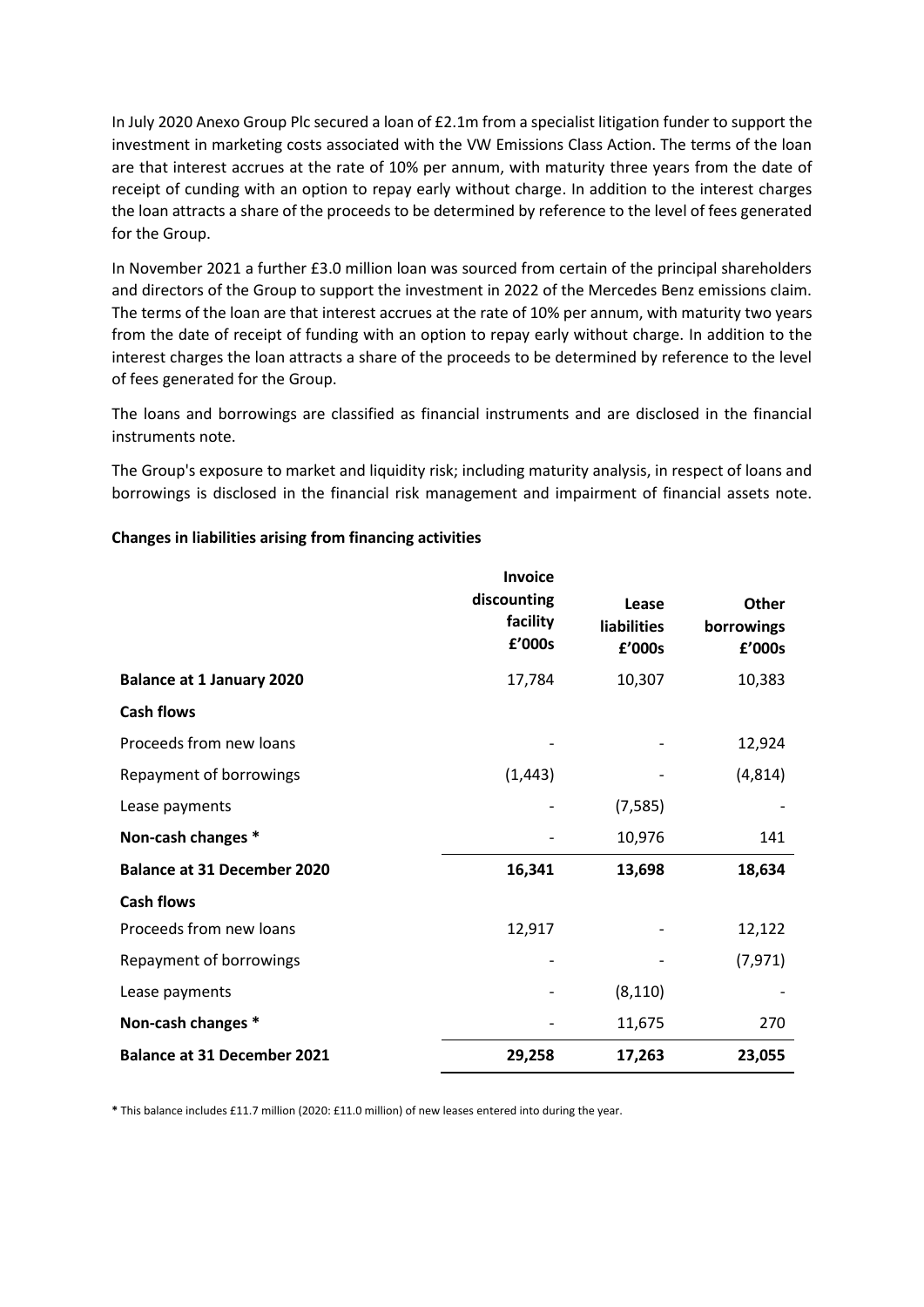In July 2020 Anexo Group Plc secured a loan of £2.1m from a specialist litigation funder to support the investment in marketing costs associated with the VW Emissions Class Action. The terms of the loan are that interest accrues at the rate of 10% per annum, with maturity three years from the date of receipt of cunding with an option to repay early without charge. In addition to the interest charges the loan attracts a share of the proceeds to be determined by reference to the level of fees generated for the Group.

In November 2021 a further £3.0 million loan was sourced from certain of the principal shareholders and directors of the Group to support the investment in 2022 of the Mercedes Benz emissions claim. The terms of the loan are that interest accrues at the rate of 10% per annum, with maturity two years from the date of receipt of funding with an option to repay early without charge. In addition to the interest charges the loan attracts a share of the proceeds to be determined by reference to the level of fees generated for the Group.

The loans and borrowings are classified as financial instruments and are disclosed in the financial instruments note.

The Group's exposure to market and liquidity risk; including maturity analysis, in respect of loans and borrowings is disclosed in the financial risk management and impairment of financial assets note.

**Changes in liabilities arising from financing activities**

| | Invoice discounting facility £'000s | Lease liabilities £'000s | Other borrowings £'000s |
|---|---|---|---|
| **Balance at 1 January 2020** | 17,784 | 10,307 | 10,383 |
| **Cash flows** | | | |
| Proceeds from new loans | - | - | 12,924 |
| Repayment of borrowings | (1,443) | - | (4,814) |
| Lease payments | - | (7,585) | - |
| **Non-cash changes *** | - | 10,976 | 141 |
| **Balance at 31 December 2020** | **16,341** | **13,698** | **18,634** |
| **Cash flows** | | | |
| Proceeds from new loans | 12,917 | - | 12,122 |
| Repayment of borrowings | - | - | (7,971) |
| Lease payments | - | (8,110) | - |
| **Non-cash changes *** | - | 11,675 | 270 |
| **Balance at 31 December 2021** | **29,258** | **17,263** | **23,055** |

* This balance includes £11.7 million (2020: £11.0 million) of new leases entered into during the year.